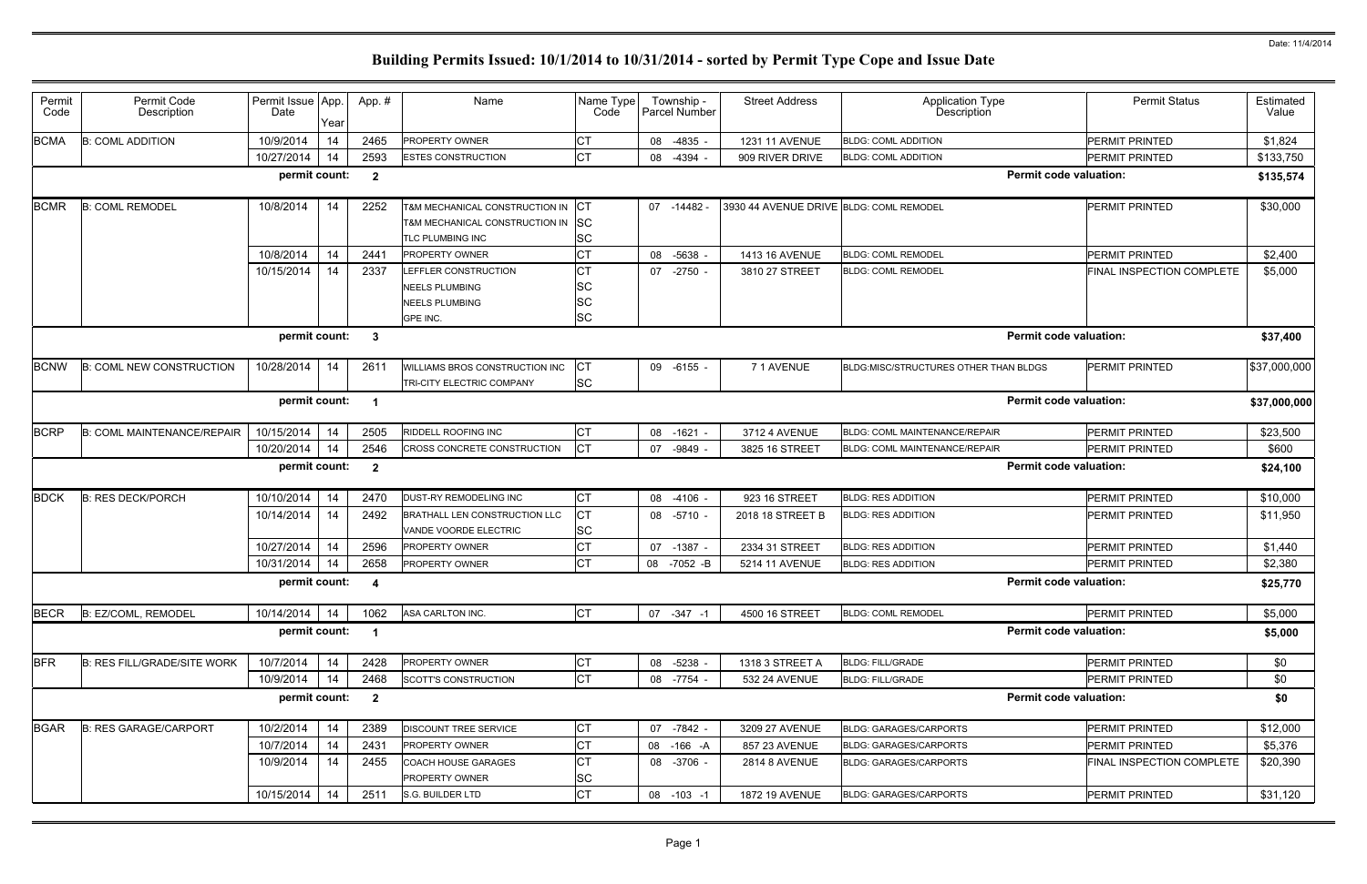# Building Permits Issued: 10/1/2014 to 10/31/2014 - sorted by Permit Type Cope and Issue Date

Date: 11/4/2014

| Permit Code | Permit Code Description | Permit Issue Date | App. Year | App. # | Name | Name Type Code | Township - Parcel Number | Street Address | Application Type Description | Permit Status | Estimated Value |
|---|---|---|---|---|---|---|---|---|---|---|---|
| BCMA | B: COML ADDITION | 10/9/2014 | 14 | 2465 | PROPERTY OWNER | CT | 08 -4835 - | 1231 11 AVENUE | BLDG: COML ADDITION | PERMIT PRINTED | $1,824 |
| | | 10/27/2014 | 14 | 2593 | ESTES CONSTRUCTION | CT | 08 -4394 - | 909 RIVER DRIVE | BLDG: COML ADDITION | PERMIT PRINTED | $133,750 |
| | | permit count: | | 2 | | | | | Permit code valuation: | | $135,574 |
| BCMR | B: COML REMODEL | 10/8/2014 | 14 | 2252 | T&M MECHANICAL CONSTRUCTION IN | CT | 07 -14482 - | 3930 44 AVENUE DRIVE | BLDG: COML REMODEL | PERMIT PRINTED | $30,000 |
| | | | | | T&M MECHANICAL CONSTRUCTION IN | SC | | | | | |
| | | | | | TLC PLUMBING INC | SC | | | | | |
| | | 10/8/2014 | 14 | 2441 | PROPERTY OWNER | CT | 08 -5638 - | 1413 16 AVENUE | BLDG: COML REMODEL | PERMIT PRINTED | $2,400 |
| | | 10/15/2014 | 14 | 2337 | LEFFLER CONSTRUCTION | CT | 07 -2750 - | 3810 27 STREET | BLDG: COML REMODEL | FINAL INSPECTION COMPLETE | $5,000 |
| | | | | | NEELS PLUMBING | SC | | | | | |
| | | | | | NEELS PLUMBING | SC | | | | | |
| | | | | | GPE INC. | SC | | | | | |
| | | permit count: | | 3 | | | | | Permit code valuation: | | $37,400 |
| BCNW | B: COML NEW CONSTRUCTION | 10/28/2014 | 14 | 2611 | WILLIAMS BROS CONSTRUCTION INC | CT | 09 -6155 - | 7 1 AVENUE | BLDG:MISC/STRUCTURES OTHER THAN BLDGS | PERMIT PRINTED | $37,000,000 |
| | | | | | TRI-CITY ELECTRIC COMPANY | SC | | | | | |
| | | permit count: | | 1 | | | | | Permit code valuation: | | $37,000,000 |
| BCRP | B: COML MAINTENANCE/REPAIR | 10/15/2014 | 14 | 2505 | RIDDELL ROOFING INC | CT | 08 -1621 - | 3712 4 AVENUE | BLDG: COML MAINTENANCE/REPAIR | PERMIT PRINTED | $23,500 |
| | | 10/20/2014 | 14 | 2546 | CROSS CONCRETE CONSTRUCTION | CT | 07 -9849 - | 3825 16 STREET | BLDG: COML MAINTENANCE/REPAIR | PERMIT PRINTED | $600 |
| | | permit count: | | 2 | | | | | Permit code valuation: | | $24,100 |
| BDCK | B: RES DECK/PORCH | 10/10/2014 | 14 | 2470 | DUST-RY REMODELING INC | CT | 08 -4106 - | 923 16 STREET | BLDG: RES ADDITION | PERMIT PRINTED | $10,000 |
| | | 10/14/2014 | 14 | 2492 | BRATHALL LEN CONSTRUCTION LLC | CT | 08 -5710 - | 2018 18 STREET B | BLDG: RES ADDITION | PERMIT PRINTED | $11,950 |
| | | | | | VANDE VOORDE ELECTRIC | SC | | | | | |
| | | 10/27/2014 | 14 | 2596 | PROPERTY OWNER | CT | 07 -1387 - | 2334 31 STREET | BLDG: RES ADDITION | PERMIT PRINTED | $1,440 |
| | | 10/31/2014 | 14 | 2658 | PROPERTY OWNER | CT | 08 -7052 -B | 5214 11 AVENUE | BLDG: RES ADDITION | PERMIT PRINTED | $2,380 |
| | | permit count: | | 4 | | | | | Permit code valuation: | | $25,770 |
| BECR | B: EZ/COML, REMODEL | 10/14/2014 | 14 | 1062 | ASA CARLTON INC. | CT | 07 -347 -1 | 4500 16 STREET | BLDG: COML REMODEL | PERMIT PRINTED | $5,000 |
| | | permit count: | | 1 | | | | | Permit code valuation: | | $5,000 |
| BFR | B: RES FILL/GRADE/SITE WORK | 10/7/2014 | 14 | 2428 | PROPERTY OWNER | CT | 08 -5238 - | 1318 3 STREET A | BLDG: FILL/GRADE | PERMIT PRINTED | $0 |
| | | 10/9/2014 | 14 | 2468 | SCOTT'S CONSTRUCTION | CT | 08 -7754 - | 532 24 AVENUE | BLDG: FILL/GRADE | PERMIT PRINTED | $0 |
| | | permit count: | | 2 | | | | | Permit code valuation: | | $0 |
| BGAR | B: RES GARAGE/CARPORT | 10/2/2014 | 14 | 2389 | DISCOUNT TREE SERVICE | CT | 07 -7842 - | 3209 27 AVENUE | BLDG: GARAGES/CARPORTS | PERMIT PRINTED | $12,000 |
| | | 10/7/2014 | 14 | 2431 | PROPERTY OWNER | CT | 08 -166 -A | 857 23 AVENUE | BLDG: GARAGES/CARPORTS | PERMIT PRINTED | $5,376 |
| | | 10/9/2014 | 14 | 2455 | COACH HOUSE GARAGES | CT | 08 -3706 - | 2814 8 AVENUE | BLDG: GARAGES/CARPORTS | FINAL INSPECTION COMPLETE | $20,390 |
| | | | | | PROPERTY OWNER | SC | | | | | |
| | | 10/15/2014 | 14 | 2511 | S.G. BUILDER LTD | CT | 08 -103 -1 | 1872 19 AVENUE | BLDG: GARAGES/CARPORTS | PERMIT PRINTED | $31,120 |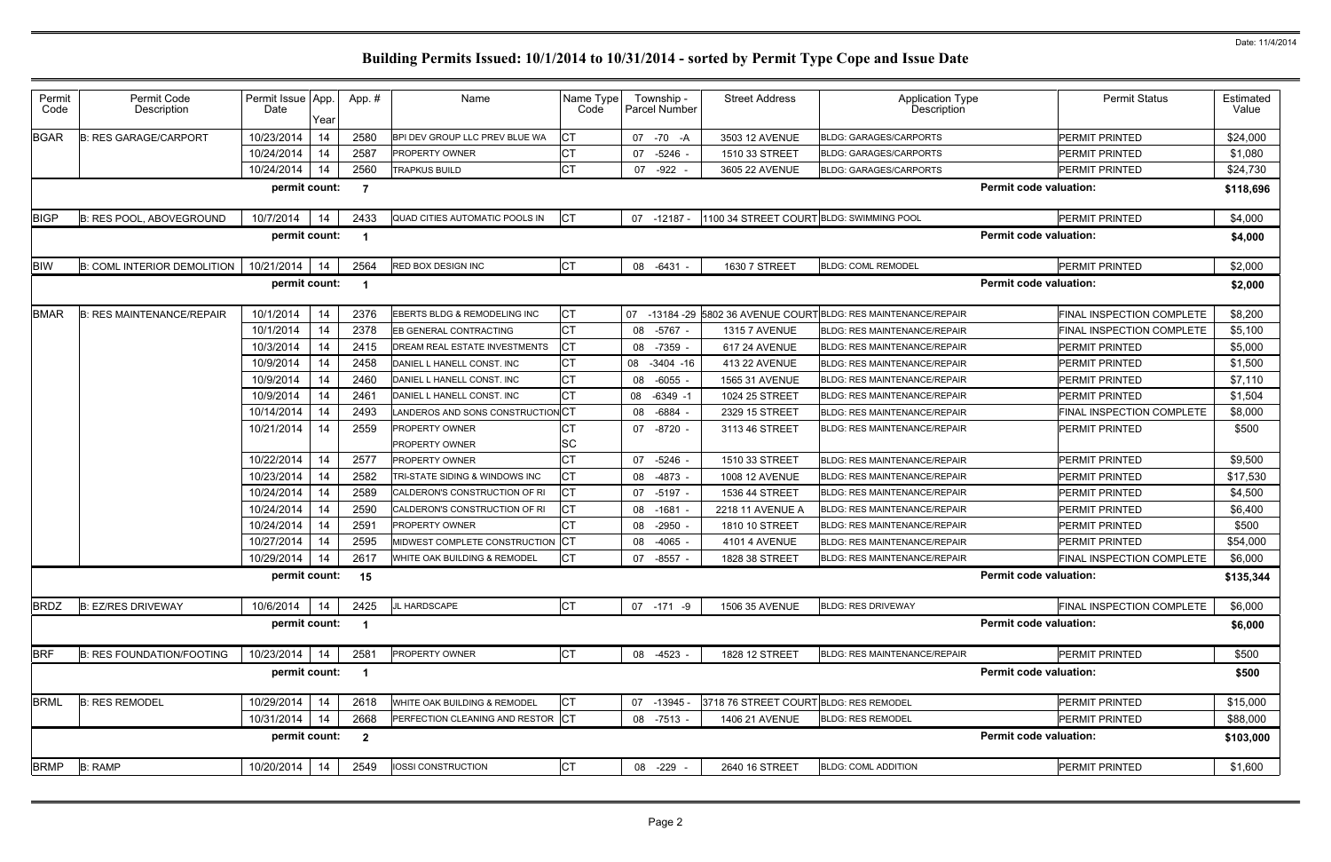# Building Permits Issued: 10/1/2014 to 10/31/2014 - sorted by Permit Type Cope and Issue Date

Date: 11/4/2014

| Permit Code | Permit Code Description | Permit Issue Date | App. Year | App. # | Name | Name Type Code | Township - Parcel Number | Street Address | Application Type Description | Permit Status | Estimated Value |
|---|---|---|---|---|---|---|---|---|---|---|---|
| BGAR | B: RES GARAGE/CARPORT | 10/23/2014 | 14 | 2580 | BPI DEV GROUP LLC PREV BLUE WA | CT | 07 -70 -A | 3503 12 AVENUE | BLDG: GARAGES/CARPORTS | PERMIT PRINTED | $24,000 |
| | | 10/24/2014 | 14 | 2587 | PROPERTY OWNER | CT | 07 -5246 - | 1510 33 STREET | BLDG: GARAGES/CARPORTS | PERMIT PRINTED | $1,080 |
| | | 10/24/2014 | 14 | 2560 | TRAPKUS BUILD | CT | 07 -922 - | 3605 22 AVENUE | BLDG: GARAGES/CARPORTS | PERMIT PRINTED | $24,730 |
| | | permit count: | | 7 | | | | | Permit code valuation: | | $118,696 |
| BIGP | B: RES POOL, ABOVEGROUND | 10/7/2014 | 14 | 2433 | QUAD CITIES AUTOMATIC POOLS IN | CT | 07 -12187 - | 1100 34 STREET COURT | BLDG: SWIMMING POOL | PERMIT PRINTED | $4,000 |
| | | permit count: | | 1 | | | | | Permit code valuation: | | $4,000 |
| BIW | B: COML INTERIOR DEMOLITION | 10/21/2014 | 14 | 2564 | RED BOX DESIGN INC | CT | 08 -6431 - | 1630 7 STREET | BLDG: COML REMODEL | PERMIT PRINTED | $2,000 |
| | | permit count: | | 1 | | | | | Permit code valuation: | | $2,000 |
| BMAR | B: RES MAINTENANCE/REPAIR | 10/1/2014 | 14 | 2376 | EBERTS BLDG & REMODELING INC | CT | 07 -13184 -29 | 5802 36 AVENUE COURT | BLDG: RES MAINTENANCE/REPAIR | FINAL INSPECTION COMPLETE | $8,200 |
| | | 10/1/2014 | 14 | 2378 | EB GENERAL CONTRACTING | CT | 08 -5767 - | 1315 7 AVENUE | BLDG: RES MAINTENANCE/REPAIR | FINAL INSPECTION COMPLETE | $5,100 |
| | | 10/3/2014 | 14 | 2415 | DREAM REAL ESTATE INVESTMENTS | CT | 08 -7359 - | 617 24 AVENUE | BLDG: RES MAINTENANCE/REPAIR | PERMIT PRINTED | $5,000 |
| | | 10/9/2014 | 14 | 2458 | DANIEL L HANELL CONST. INC | CT | 08 -3404 -16 | 413 22 AVENUE | BLDG: RES MAINTENANCE/REPAIR | PERMIT PRINTED | $1,500 |
| | | 10/9/2014 | 14 | 2460 | DANIEL L HANELL CONST. INC | CT | 08 -6055 - | 1565 31 AVENUE | BLDG: RES MAINTENANCE/REPAIR | PERMIT PRINTED | $7,110 |
| | | 10/9/2014 | 14 | 2461 | DANIEL L HANELL CONST. INC | CT | 08 -6349 -1 | 1024 25 STREET | BLDG: RES MAINTENANCE/REPAIR | PERMIT PRINTED | $1,504 |
| | | 10/14/2014 | 14 | 2493 | LANDEROS AND SONS CONSTRUCTION | CT | 08 -6884 - | 2329 15 STREET | BLDG: RES MAINTENANCE/REPAIR | FINAL INSPECTION COMPLETE | $8,000 |
| | | 10/21/2014 | 14 | 2559 | PROPERTY OWNER<br>PROPERTY OWNER | CT<br>SC | 07 -8720 - | 3113 46 STREET | BLDG: RES MAINTENANCE/REPAIR | PERMIT PRINTED | $500 |
| | | 10/22/2014 | 14 | 2577 | PROPERTY OWNER | CT | 07 -5246 - | 1510 33 STREET | BLDG: RES MAINTENANCE/REPAIR | PERMIT PRINTED | $9,500 |
| | | 10/23/2014 | 14 | 2582 | TRI-STATE SIDING & WINDOWS INC | CT | 08 -4873 - | 1008 12 AVENUE | BLDG: RES MAINTENANCE/REPAIR | PERMIT PRINTED | $17,530 |
| | | 10/24/2014 | 14 | 2589 | CALDERON'S CONSTRUCTION OF RI | CT | 07 -5197 - | 1536 44 STREET | BLDG: RES MAINTENANCE/REPAIR | PERMIT PRINTED | $4,500 |
| | | 10/24/2014 | 14 | 2590 | CALDERON'S CONSTRUCTION OF RI | CT | 08 -1681 - | 2218 11 AVENUE A | BLDG: RES MAINTENANCE/REPAIR | PERMIT PRINTED | $6,400 |
| | | 10/24/2014 | 14 | 2591 | PROPERTY OWNER | CT | 08 -2950 - | 1810 10 STREET | BLDG: RES MAINTENANCE/REPAIR | PERMIT PRINTED | $500 |
| | | 10/27/2014 | 14 | 2595 | MIDWEST COMPLETE CONSTRUCTION | CT | 08 -4065 - | 4101 4 AVENUE | BLDG: RES MAINTENANCE/REPAIR | PERMIT PRINTED | $54,000 |
| | | 10/29/2014 | 14 | 2617 | WHITE OAK BUILDING & REMODEL | CT | 07 -8557 - | 1828 38 STREET | BLDG: RES MAINTENANCE/REPAIR | FINAL INSPECTION COMPLETE | $6,000 |
| | | permit count: | | 15 | | | | | Permit code valuation: | | $135,344 |
| BRDZ | B: EZ/RES DRIVEWAY | 10/6/2014 | 14 | 2425 | JL HARDSCAPE | CT | 07 -171 -9 | 1506 35 AVENUE | BLDG: RES DRIVEWAY | FINAL INSPECTION COMPLETE | $6,000 |
| | | permit count: | | 1 | | | | | Permit code valuation: | | $6,000 |
| BRF | B: RES FOUNDATION/FOOTING | 10/23/2014 | 14 | 2581 | PROPERTY OWNER | CT | 08 -4523 - | 1828 12 STREET | BLDG: RES MAINTENANCE/REPAIR | PERMIT PRINTED | $500 |
| | | permit count: | | 1 | | | | | Permit code valuation: | | $500 |
| BRML | B: RES REMODEL | 10/29/2014 | 14 | 2618 | WHITE OAK BUILDING & REMODEL | CT | 07 -13945 - | 3718 76 STREET COURT | BLDG: RES REMODEL | PERMIT PRINTED | $15,000 |
| | | 10/31/2014 | 14 | 2668 | PERFECTION CLEANING AND RESTOR | CT | 08 -7513 - | 1406 21 AVENUE | BLDG: RES REMODEL | PERMIT PRINTED | $88,000 |
| | | permit count: | | 2 | | | | | Permit code valuation: | | $103,000 |
| BRMP | B: RAMP | 10/20/2014 | 14 | 2549 | IOSSI CONSTRUCTION | CT | 08 -229 - | 2640 16 STREET | BLDG: COML ADDITION | PERMIT PRINTED | $1,600 |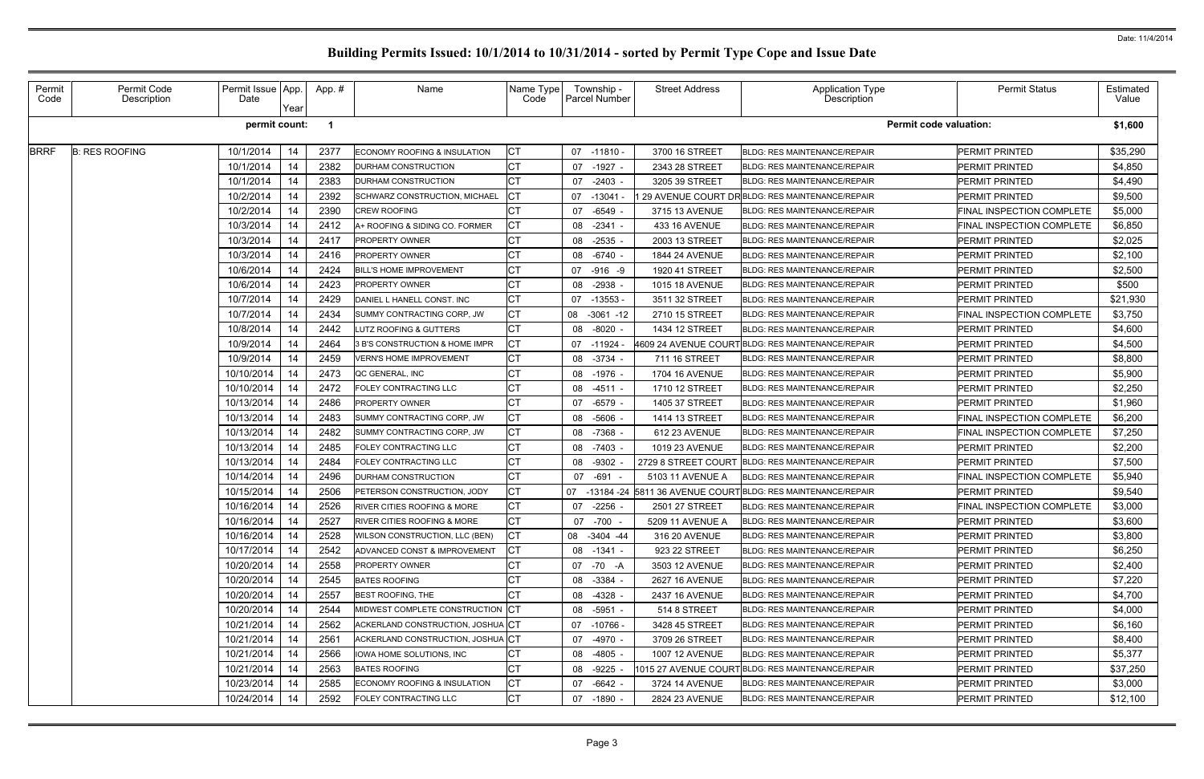# Building Permits Issued: 10/1/2014 to 10/31/2014 - sorted by Permit Type Cope and Issue Date

Date: 11/4/2014

| Permit Code | Permit Code Description | Permit Issue Date | App. Year | App. # | Name | Name Type Code | Township - Parcel Number | Street Address | Application Type Description | Permit Status | Estimated Value |
|---|---|---|---|---|---|---|---|---|---|---|---|
| | | permit count: | | 1 | | | | | Permit code valuation: | | $1,600 |
| BRRF | B: RES ROOFING | 10/1/2014 | 14 | 2377 | ECONOMY ROOFING & INSULATION | CT | 07 -11810 - | 3700 16 STREET | BLDG: RES MAINTENANCE/REPAIR | PERMIT PRINTED | $35,290 |
| | | 10/1/2014 | 14 | 2382 | DURHAM CONSTRUCTION | CT | 07 -1927 - | 2343 28 STREET | BLDG: RES MAINTENANCE/REPAIR | PERMIT PRINTED | $4,850 |
| | | 10/1/2014 | 14 | 2383 | DURHAM CONSTRUCTION | CT | 07 -2403 - | 3205 39 STREET | BLDG: RES MAINTENANCE/REPAIR | PERMIT PRINTED | $4,490 |
| | | 10/2/2014 | 14 | 2392 | SCHWARZ CONSTRUCTION, MICHAEL | CT | 07 -13041 - | 1 29 AVENUE COURT DR | BLDG: RES MAINTENANCE/REPAIR | PERMIT PRINTED | $9,500 |
| | | 10/2/2014 | 14 | 2390 | CREW ROOFING | CT | 07 -6549 - | 3715 13 AVENUE | BLDG: RES MAINTENANCE/REPAIR | FINAL INSPECTION COMPLETE | $5,000 |
| | | 10/3/2014 | 14 | 2412 | A+ ROOFING & SIDING CO. FORMER | CT | 08 -2341 - | 433 16 AVENUE | BLDG: RES MAINTENANCE/REPAIR | FINAL INSPECTION COMPLETE | $6,850 |
| | | 10/3/2014 | 14 | 2417 | PROPERTY OWNER | CT | 08 -2535 - | 2003 13 STREET | BLDG: RES MAINTENANCE/REPAIR | PERMIT PRINTED | $2,025 |
| | | 10/3/2014 | 14 | 2416 | PROPERTY OWNER | CT | 08 -6740 - | 1844 24 AVENUE | BLDG: RES MAINTENANCE/REPAIR | PERMIT PRINTED | $2,100 |
| | | 10/6/2014 | 14 | 2424 | BILL'S HOME IMPROVEMENT | CT | 07 -916 -9 | 1920 41 STREET | BLDG: RES MAINTENANCE/REPAIR | PERMIT PRINTED | $2,500 |
| | | 10/6/2014 | 14 | 2423 | PROPERTY OWNER | CT | 08 -2938 - | 1015 18 AVENUE | BLDG: RES MAINTENANCE/REPAIR | PERMIT PRINTED | $500 |
| | | 10/7/2014 | 14 | 2429 | DANIEL L HANELL CONST. INC | CT | 07 -13553 - | 3511 32 STREET | BLDG: RES MAINTENANCE/REPAIR | PERMIT PRINTED | $21,930 |
| | | 10/7/2014 | 14 | 2434 | SUMMY CONTRACTING CORP, JW | CT | 08 -3061 -12 | 2710 15 STREET | BLDG: RES MAINTENANCE/REPAIR | FINAL INSPECTION COMPLETE | $3,750 |
| | | 10/8/2014 | 14 | 2442 | LUTZ ROOFING & GUTTERS | CT | 08 -8020 - | 1434 12 STREET | BLDG: RES MAINTENANCE/REPAIR | PERMIT PRINTED | $4,600 |
| | | 10/9/2014 | 14 | 2464 | 3 B'S CONSTRUCTION & HOME IMPR | CT | 07 -11924 - | 4609 24 AVENUE COURT | BLDG: RES MAINTENANCE/REPAIR | PERMIT PRINTED | $4,500 |
| | | 10/9/2014 | 14 | 2459 | VERN'S HOME IMPROVEMENT | CT | 08 -3734 - | 711 16 STREET | BLDG: RES MAINTENANCE/REPAIR | PERMIT PRINTED | $8,800 |
| | | 10/10/2014 | 14 | 2473 | QC GENERAL, INC | CT | 08 -1976 - | 1704 16 AVENUE | BLDG: RES MAINTENANCE/REPAIR | PERMIT PRINTED | $5,900 |
| | | 10/10/2014 | 14 | 2472 | FOLEY CONTRACTING LLC | CT | 08 -4511 - | 1710 12 STREET | BLDG: RES MAINTENANCE/REPAIR | PERMIT PRINTED | $2,250 |
| | | 10/13/2014 | 14 | 2486 | PROPERTY OWNER | CT | 07 -6579 - | 1405 37 STREET | BLDG: RES MAINTENANCE/REPAIR | PERMIT PRINTED | $1,960 |
| | | 10/13/2014 | 14 | 2483 | SUMMY CONTRACTING CORP, JW | CT | 08 -5606 - | 1414 13 STREET | BLDG: RES MAINTENANCE/REPAIR | FINAL INSPECTION COMPLETE | $6,200 |
| | | 10/13/2014 | 14 | 2482 | SUMMY CONTRACTING CORP, JW | CT | 08 -7368 - | 612 23 AVENUE | BLDG: RES MAINTENANCE/REPAIR | FINAL INSPECTION COMPLETE | $7,250 |
| | | 10/13/2014 | 14 | 2485 | FOLEY CONTRACTING LLC | CT | 08 -7403 - | 1019 23 AVENUE | BLDG: RES MAINTENANCE/REPAIR | PERMIT PRINTED | $2,200 |
| | | 10/13/2014 | 14 | 2484 | FOLEY CONTRACTING LLC | CT | 08 -9302 - | 2729 8 STREET COURT | BLDG: RES MAINTENANCE/REPAIR | PERMIT PRINTED | $7,500 |
| | | 10/14/2014 | 14 | 2496 | DURHAM CONSTRUCTION | CT | 07 -691 - | 5103 11 AVENUE A | BLDG: RES MAINTENANCE/REPAIR | FINAL INSPECTION COMPLETE | $5,940 |
| | | 10/15/2014 | 14 | 2506 | PETERSON CONSTRUCTION, JODY | CT | 07 -13184 -24 | 5811 36 AVENUE COURT | BLDG: RES MAINTENANCE/REPAIR | PERMIT PRINTED | $9,540 |
| | | 10/16/2014 | 14 | 2526 | RIVER CITIES ROOFING & MORE | CT | 07 -2256 - | 2501 27 STREET | BLDG: RES MAINTENANCE/REPAIR | FINAL INSPECTION COMPLETE | $3,000 |
| | | 10/16/2014 | 14 | 2527 | RIVER CITIES ROOFING & MORE | CT | 07 -700 - | 5209 11 AVENUE A | BLDG: RES MAINTENANCE/REPAIR | PERMIT PRINTED | $3,600 |
| | | 10/16/2014 | 14 | 2528 | WILSON CONSTRUCTION, LLC (BEN) | CT | 08 -3404 -44 | 316 20 AVENUE | BLDG: RES MAINTENANCE/REPAIR | PERMIT PRINTED | $3,800 |
| | | 10/17/2014 | 14 | 2542 | ADVANCED CONST & IMPROVEMENT | CT | 08 -1341 - | 923 22 STREET | BLDG: RES MAINTENANCE/REPAIR | PERMIT PRINTED | $6,250 |
| | | 10/20/2014 | 14 | 2558 | PROPERTY OWNER | CT | 07 -70 -A | 3503 12 AVENUE | BLDG: RES MAINTENANCE/REPAIR | PERMIT PRINTED | $2,400 |
| | | 10/20/2014 | 14 | 2545 | BATES ROOFING | CT | 08 -3384 - | 2627 16 AVENUE | BLDG: RES MAINTENANCE/REPAIR | PERMIT PRINTED | $7,220 |
| | | 10/20/2014 | 14 | 2557 | BEST ROOFING, THE | CT | 08 -4328 - | 2437 16 AVENUE | BLDG: RES MAINTENANCE/REPAIR | PERMIT PRINTED | $4,700 |
| | | 10/20/2014 | 14 | 2544 | MIDWEST COMPLETE CONSTRUCTION | CT | 08 -5951 - | 514 8 STREET | BLDG: RES MAINTENANCE/REPAIR | PERMIT PRINTED | $4,000 |
| | | 10/21/2014 | 14 | 2562 | ACKERLAND CONSTRUCTION, JOSHUA | CT | 07 -10766 - | 3428 45 STREET | BLDG: RES MAINTENANCE/REPAIR | PERMIT PRINTED | $6,160 |
| | | 10/21/2014 | 14 | 2561 | ACKERLAND CONSTRUCTION, JOSHUA | CT | 07 -4970 - | 3709 26 STREET | BLDG: RES MAINTENANCE/REPAIR | PERMIT PRINTED | $8,400 |
| | | 10/21/2014 | 14 | 2566 | IOWA HOME SOLUTIONS, INC | CT | 08 -4805 - | 1007 12 AVENUE | BLDG: RES MAINTENANCE/REPAIR | PERMIT PRINTED | $5,377 |
| | | 10/21/2014 | 14 | 2563 | BATES ROOFING | CT | 08 -9225 - | 1015 27 AVENUE COURT | BLDG: RES MAINTENANCE/REPAIR | PERMIT PRINTED | $37,250 |
| | | 10/23/2014 | 14 | 2585 | ECONOMY ROOFING & INSULATION | CT | 07 -6642 - | 3724 14 AVENUE | BLDG: RES MAINTENANCE/REPAIR | PERMIT PRINTED | $3,000 |
| | | 10/24/2014 | 14 | 2592 | FOLEY CONTRACTING LLC | CT | 07 -1890 - | 2824 23 AVENUE | BLDG: RES MAINTENANCE/REPAIR | PERMIT PRINTED | $12,100 |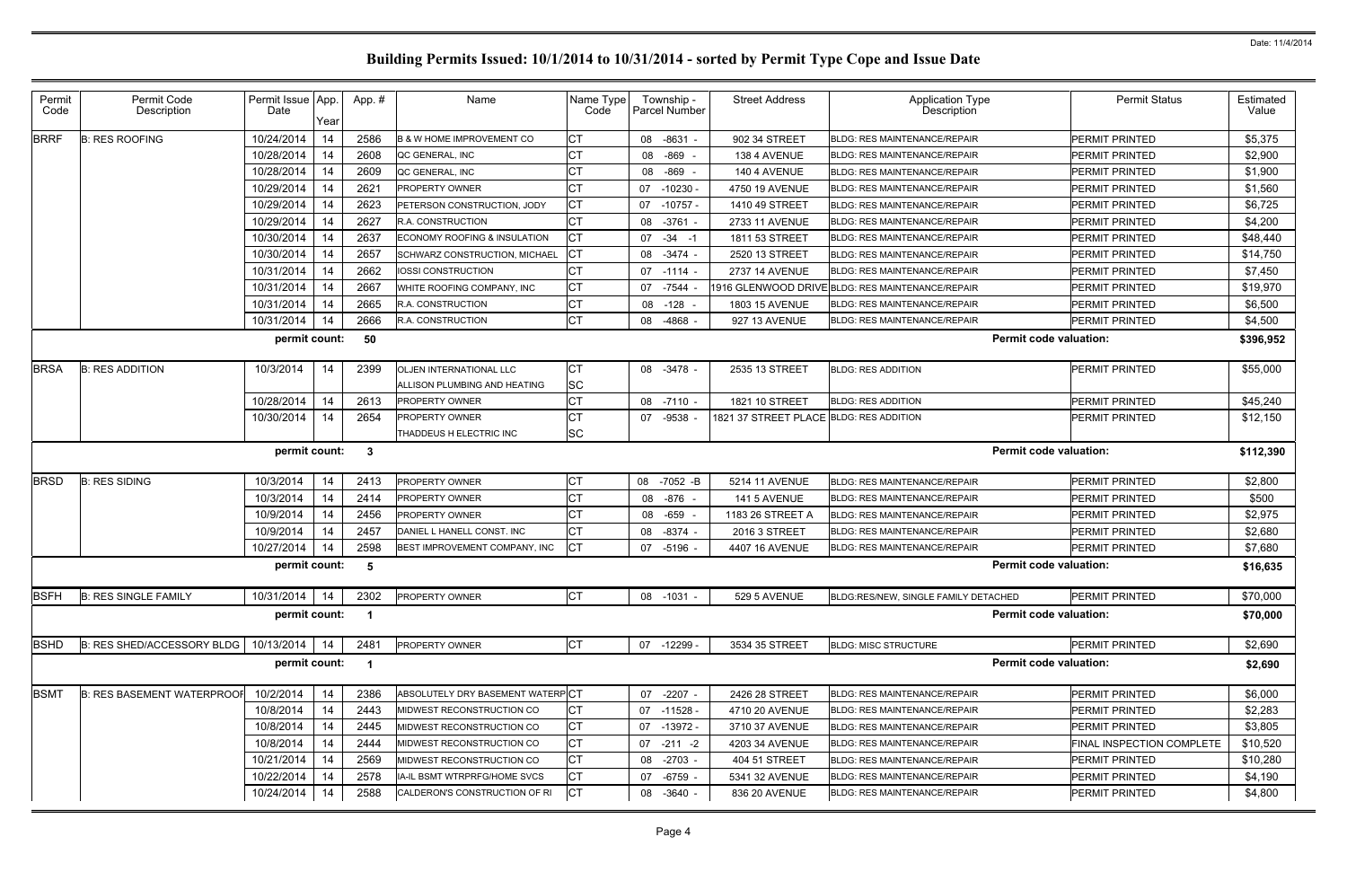# Building Permits Issued: 10/1/2014 to 10/31/2014 - sorted by Permit Type Cope and Issue Date

Date: 11/4/2014

| Permit Code | Permit Code Description | Permit Issue Date | App. Year | App. # | Name | Name Type Code | Township - Parcel Number | Street Address | Application Type Description | Permit Status | Estimated Value |
|---|---|---|---|---|---|---|---|---|---|---|---|
| BRRF | B: RES ROOFING | 10/24/2014 | 14 | 2586 | B & W HOME IMPROVEMENT CO | CT | 08 -8631 - | 902 34 STREET | BLDG: RES MAINTENANCE/REPAIR | PERMIT PRINTED | $5,375 |
| | | 10/28/2014 | 14 | 2608 | QC GENERAL, INC | CT | 08 -869 - | 138 4 AVENUE | BLDG: RES MAINTENANCE/REPAIR | PERMIT PRINTED | $2,900 |
| | | 10/28/2014 | 14 | 2609 | QC GENERAL, INC | CT | 08 -869 - | 140 4 AVENUE | BLDG: RES MAINTENANCE/REPAIR | PERMIT PRINTED | $1,900 |
| | | 10/29/2014 | 14 | 2621 | PROPERTY OWNER | CT | 07 -10230 - | 4750 19 AVENUE | BLDG: RES MAINTENANCE/REPAIR | PERMIT PRINTED | $1,560 |
| | | 10/29/2014 | 14 | 2623 | PETERSON CONSTRUCTION, JODY | CT | 07 -10757 - | 1410 49 STREET | BLDG: RES MAINTENANCE/REPAIR | PERMIT PRINTED | $6,725 |
| | | 10/29/2014 | 14 | 2627 | R.A. CONSTRUCTION | CT | 08 -3761 - | 2733 11 AVENUE | BLDG: RES MAINTENANCE/REPAIR | PERMIT PRINTED | $4,200 |
| | | 10/30/2014 | 14 | 2637 | ECONOMY ROOFING & INSULATION | CT | 07 -34 -1 | 1811 53 STREET | BLDG: RES MAINTENANCE/REPAIR | PERMIT PRINTED | $48,440 |
| | | 10/30/2014 | 14 | 2657 | SCHWARZ CONSTRUCTION, MICHAEL | CT | 08 -3474 - | 2520 13 STREET | BLDG: RES MAINTENANCE/REPAIR | PERMIT PRINTED | $14,750 |
| | | 10/31/2014 | 14 | 2662 | IOSSI CONSTRUCTION | CT | 07 -1114 - | 2737 14 AVENUE | BLDG: RES MAINTENANCE/REPAIR | PERMIT PRINTED | $7,450 |
| | | 10/31/2014 | 14 | 2667 | WHITE ROOFING COMPANY, INC | CT | 07 -7544 - | 1916 GLENWOOD DRIVE | BLDG: RES MAINTENANCE/REPAIR | PERMIT PRINTED | $19,970 |
| | | 10/31/2014 | 14 | 2665 | R.A. CONSTRUCTION | CT | 08 -128 - | 1803 15 AVENUE | BLDG: RES MAINTENANCE/REPAIR | PERMIT PRINTED | $6,500 |
| | | 10/31/2014 | 14 | 2666 | R.A. CONSTRUCTION | CT | 08 -4868 - | 927 13 AVENUE | BLDG: RES MAINTENANCE/REPAIR | PERMIT PRINTED | $4,500 |
| | | permit count: | | 50 | | | | | Permit code valuation: | | $396,952 |
| BRSA | B: RES ADDITION | 10/3/2014 | 14 | 2399 | OLJEN INTERNATIONAL LLC | CT | 08 -3478 - | 2535 13 STREET | BLDG: RES ADDITION | PERMIT PRINTED | $55,000 |
| | | | | | ALLISON PLUMBING AND HEATING | SC | | | | | |
| | | 10/28/2014 | 14 | 2613 | PROPERTY OWNER | CT | 08 -7110 - | 1821 10 STREET | BLDG: RES ADDITION | PERMIT PRINTED | $45,240 |
| | | 10/30/2014 | 14 | 2654 | PROPERTY OWNER | CT | 07 -9538 - | 1821 37 STREET PLACE | BLDG: RES ADDITION | PERMIT PRINTED | $12,150 |
| | | | | | THADDEUS H ELECTRIC INC | SC | | | | | |
| | | permit count: | | 3 | | | | | Permit code valuation: | | $112,390 |
| BRSD | B: RES SIDING | 10/3/2014 | 14 | 2413 | PROPERTY OWNER | CT | 08 -7052 -B | 5214 11 AVENUE | BLDG: RES MAINTENANCE/REPAIR | PERMIT PRINTED | $2,800 |
| | | 10/3/2014 | 14 | 2414 | PROPERTY OWNER | CT | 08 -876 - | 141 5 AVENUE | BLDG: RES MAINTENANCE/REPAIR | PERMIT PRINTED | $500 |
| | | 10/9/2014 | 14 | 2456 | PROPERTY OWNER | CT | 08 -659 - | 1183 26 STREET A | BLDG: RES MAINTENANCE/REPAIR | PERMIT PRINTED | $2,975 |
| | | 10/9/2014 | 14 | 2457 | DANIEL L HANELL CONST. INC | CT | 08 -8374 - | 2016 3 STREET | BLDG: RES MAINTENANCE/REPAIR | PERMIT PRINTED | $2,680 |
| | | 10/27/2014 | 14 | 2598 | BEST IMPROVEMENT COMPANY, INC | CT | 07 -5196 - | 4407 16 AVENUE | BLDG: RES MAINTENANCE/REPAIR | PERMIT PRINTED | $7,680 |
| | | permit count: | | 5 | | | | | Permit code valuation: | | $16,635 |
| BSFH | B: RES SINGLE FAMILY | 10/31/2014 | 14 | 2302 | PROPERTY OWNER | CT | 08 -1031 - | 529 5 AVENUE | BLDG:RES/NEW, SINGLE FAMILY DETACHED | PERMIT PRINTED | $70,000 |
| | | permit count: | | 1 | | | | | Permit code valuation: | | $70,000 |
| BSHD | B: RES SHED/ACCESSORY BLDG | 10/13/2014 | 14 | 2481 | PROPERTY OWNER | CT | 07 -12299 - | 3534 35 STREET | BLDG: MISC STRUCTURE | PERMIT PRINTED | $2,690 |
| | | permit count: | | 1 | | | | | Permit code valuation: | | $2,690 |
| BSMT | B: RES BASEMENT WATERPROOF | 10/2/2014 | 14 | 2386 | ABSOLUTELY DRY BASEMENT WATERP | CT | 07 -2207 - | 2426 28 STREET | BLDG: RES MAINTENANCE/REPAIR | PERMIT PRINTED | $6,000 |
| | | 10/8/2014 | 14 | 2443 | MIDWEST RECONSTRUCTION CO | CT | 07 -11528 - | 4710 20 AVENUE | BLDG: RES MAINTENANCE/REPAIR | PERMIT PRINTED | $2,283 |
| | | 10/8/2014 | 14 | 2445 | MIDWEST RECONSTRUCTION CO | CT | 07 -13972 - | 3710 37 AVENUE | BLDG: RES MAINTENANCE/REPAIR | PERMIT PRINTED | $3,805 |
| | | 10/8/2014 | 14 | 2444 | MIDWEST RECONSTRUCTION CO | CT | 07 -211 -2 | 4203 34 AVENUE | BLDG: RES MAINTENANCE/REPAIR | FINAL INSPECTION COMPLETE | $10,520 |
| | | 10/21/2014 | 14 | 2569 | MIDWEST RECONSTRUCTION CO | CT | 08 -2703 - | 404 51 STREET | BLDG: RES MAINTENANCE/REPAIR | PERMIT PRINTED | $10,280 |
| | | 10/22/2014 | 14 | 2578 | IA-IL BSMT WTRPRFG/HOME SVCS | CT | 07 -6759 - | 5341 32 AVENUE | BLDG: RES MAINTENANCE/REPAIR | PERMIT PRINTED | $4,190 |
| | | 10/24/2014 | 14 | 2588 | CALDERON'S CONSTRUCTION OF RI | CT | 08 -3640 - | 836 20 AVENUE | BLDG: RES MAINTENANCE/REPAIR | PERMIT PRINTED | $4,800 |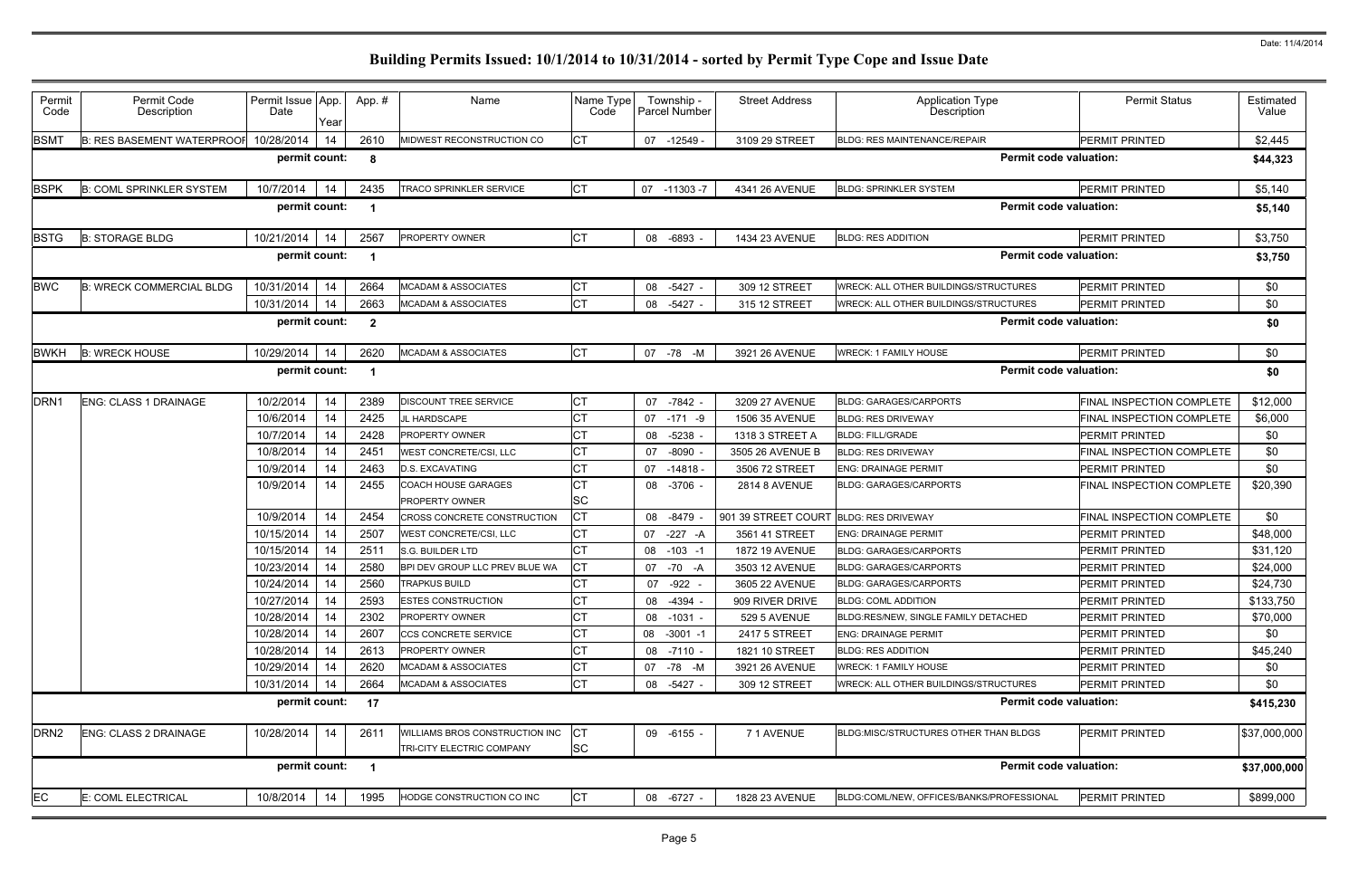Date: 11/4/2014

# Building Permits Issued: 10/1/2014 to 10/31/2014 - sorted by Permit Type Cope and Issue Date

| Permit Code | Permit Code Description | Permit Issue Date | App. Year | App. # | Name | Name Type Code | Township - Parcel Number | Street Address | Application Type Description | Permit Status | Estimated Value |
|---|---|---|---|---|---|---|---|---|---|---|---|
| BSMT | B: RES BASEMENT WATERPROOF | 10/28/2014 | 14 | 2610 | MIDWEST RECONSTRUCTION CO | CT | 07 -12549 - | 3109 29 STREET | BLDG: RES MAINTENANCE/REPAIR | PERMIT PRINTED | $2,445 |
| | | permit count: | | 8 | | | | | Permit code valuation: | | $44,323 |
| BSPK | B: COML SPRINKLER SYSTEM | 10/7/2014 | 14 | 2435 | TRACO SPRINKLER SERVICE | CT | 07 -11303 -7 | 4341 26 AVENUE | BLDG: SPRINKLER SYSTEM | PERMIT PRINTED | $5,140 |
| | | permit count: | | 1 | | | | | Permit code valuation: | | $5,140 |
| BSTG | B: STORAGE BLDG | 10/21/2014 | 14 | 2567 | PROPERTY OWNER | CT | 08 -6893 - | 1434 23 AVENUE | BLDG: RES ADDITION | PERMIT PRINTED | $3,750 |
| | | permit count: | | 1 | | | | | Permit code valuation: | | $3,750 |
| BWC | B: WRECK COMMERCIAL BLDG | 10/31/2014 | 14 | 2664 | MCADAM & ASSOCIATES | CT | 08 -5427 - | 309 12 STREET | WRECK: ALL OTHER BUILDINGS/STRUCTURES | PERMIT PRINTED | $0 |
| | | 10/31/2014 | 14 | 2663 | MCADAM & ASSOCIATES | CT | 08 -5427 - | 315 12 STREET | WRECK: ALL OTHER BUILDINGS/STRUCTURES | PERMIT PRINTED | $0 |
| | | permit count: | | 2 | | | | | Permit code valuation: | | $0 |
| BWKH | B: WRECK HOUSE | 10/29/2014 | 14 | 2620 | MCADAM & ASSOCIATES | CT | 07 -78 -M | 3921 26 AVENUE | WRECK: 1 FAMILY HOUSE | PERMIT PRINTED | $0 |
| | | permit count: | | 1 | | | | | Permit code valuation: | | $0 |
| DRN1 | ENG: CLASS 1 DRAINAGE | 10/2/2014 | 14 | 2389 | DISCOUNT TREE SERVICE | CT | 07 -7842 - | 3209 27 AVENUE | BLDG: GARAGES/CARPORTS | FINAL INSPECTION COMPLETE | $12,000 |
| | | 10/6/2014 | 14 | 2425 | JL HARDSCAPE | CT | 07 -171 -9 | 1506 35 AVENUE | BLDG: RES DRIVEWAY | FINAL INSPECTION COMPLETE | $6,000 |
| | | 10/7/2014 | 14 | 2428 | PROPERTY OWNER | CT | 08 -5238 - | 1318 3 STREET A | BLDG: FILL/GRADE | PERMIT PRINTED | $0 |
| | | 10/8/2014 | 14 | 2451 | WEST CONCRETE/CSI, LLC | CT | 07 -8090 - | 3505 26 AVENUE B | BLDG: RES DRIVEWAY | FINAL INSPECTION COMPLETE | $0 |
| | | 10/9/2014 | 14 | 2463 | D.S. EXCAVATING | CT | 07 -14818 - | 3506 72 STREET | ENG: DRAINAGE PERMIT | PERMIT PRINTED | $0 |
| | | 10/9/2014 | 14 | 2455 | COACH HOUSE GARAGES<br>PROPERTY OWNER | CT<br>SC | 08 -3706 - | 2814 8 AVENUE | BLDG: GARAGES/CARPORTS | FINAL INSPECTION COMPLETE | $20,390 |
| | | 10/9/2014 | 14 | 2454 | CROSS CONCRETE CONSTRUCTION | CT | 08 -8479 - | 901 39 STREET COURT | BLDG: RES DRIVEWAY | FINAL INSPECTION COMPLETE | $0 |
| | | 10/15/2014 | 14 | 2507 | WEST CONCRETE/CSI, LLC | CT | 07 -227 -A | 3561 41 STREET | ENG: DRAINAGE PERMIT | PERMIT PRINTED | $48,000 |
| | | 10/15/2014 | 14 | 2511 | S.G. BUILDER LTD | CT | 08 -103 -1 | 1872 19 AVENUE | BLDG: GARAGES/CARPORTS | PERMIT PRINTED | $31,120 |
| | | 10/23/2014 | 14 | 2580 | BPI DEV GROUP LLC PREV BLUE WA | CT | 07 -70 -A | 3503 12 AVENUE | BLDG: GARAGES/CARPORTS | PERMIT PRINTED | $24,000 |
| | | 10/24/2014 | 14 | 2560 | TRAPKUS BUILD | CT | 07 -922 - | 3605 22 AVENUE | BLDG: GARAGES/CARPORTS | PERMIT PRINTED | $24,730 |
| | | 10/27/2014 | 14 | 2593 | ESTES CONSTRUCTION | CT | 08 -4394 - | 909 RIVER DRIVE | BLDG: COML ADDITION | PERMIT PRINTED | $133,750 |
| | | 10/28/2014 | 14 | 2302 | PROPERTY OWNER | CT | 08 -1031 - | 529 5 AVENUE | BLDG:RES/NEW, SINGLE FAMILY DETACHED | PERMIT PRINTED | $70,000 |
| | | 10/28/2014 | 14 | 2607 | CCS CONCRETE SERVICE | CT | 08 -3001 -1 | 2417 5 STREET | ENG: DRAINAGE PERMIT | PERMIT PRINTED | $0 |
| | | 10/28/2014 | 14 | 2613 | PROPERTY OWNER | CT | 08 -7110 - | 1821 10 STREET | BLDG: RES ADDITION | PERMIT PRINTED | $45,240 |
| | | 10/29/2014 | 14 | 2620 | MCADAM & ASSOCIATES | CT | 07 -78 -M | 3921 26 AVENUE | WRECK: 1 FAMILY HOUSE | PERMIT PRINTED | $0 |
| | | 10/31/2014 | 14 | 2664 | MCADAM & ASSOCIATES | CT | 08 -5427 - | 309 12 STREET | WRECK: ALL OTHER BUILDINGS/STRUCTURES | PERMIT PRINTED | $0 |
| | | permit count: | | 17 | | | | | Permit code valuation: | | $415,230 |
| DRN2 | ENG: CLASS 2 DRAINAGE | 10/28/2014 | 14 | 2611 | WILLIAMS BROS CONSTRUCTION INC<br>TRI-CITY ELECTRIC COMPANY | CT<br>SC | 09 -6155 - | 7 1 AVENUE | BLDG:MISC/STRUCTURES OTHER THAN BLDGS | PERMIT PRINTED | $37,000,000 |
| | | permit count: | | 1 | | | | | Permit code valuation: | | $37,000,000 |
| EC | E: COML ELECTRICAL | 10/8/2014 | 14 | 1995 | HODGE CONSTRUCTION CO INC | CT | 08 -6727 - | 1828 23 AVENUE | BLDG:COML/NEW, OFFICES/BANKS/PROFESSIONAL | PERMIT PRINTED | $899,000 |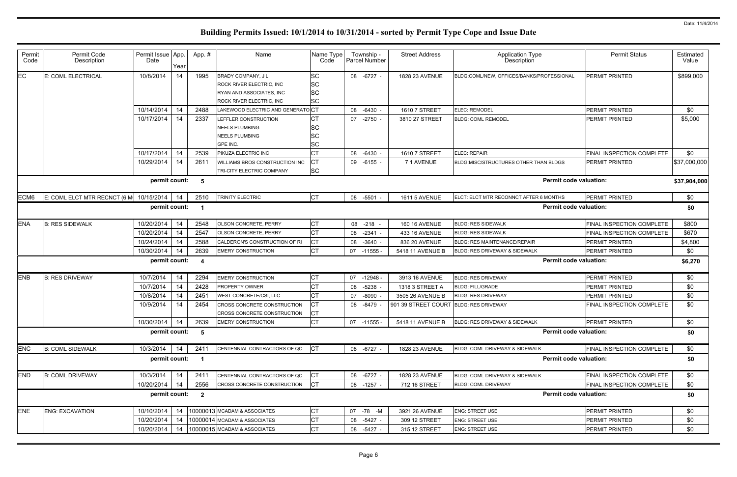# Building Permits Issued: 10/1/2014 to 10/31/2014 - sorted by Permit Type Cope and Issue Date

Date: 11/4/2014

| Permit Code | Permit Code Description | Permit Issue Date | App. Year | App. # | Name | Name Type Code | Township - Parcel Number | Street Address | Application Type Description | Permit Status | Estimated Value |
|---|---|---|---|---|---|---|---|---|---|---|---|
| EC | E: COML ELECTRICAL | 10/8/2014 | 14 | 1995 | BRADY COMPANY, J L | SC | 08 -6727 - | 1828 23 AVENUE | BLDG:COML/NEW, OFFICES/BANKS/PROFESSIONAL | PERMIT PRINTED | $899,000 |
| | | | | | ROCK RIVER ELECTRIC, INC | SC | | | | | |
| | | | | | RYAN AND ASSOCIATES, INC | SC | | | | | |
| | | | | | ROCK RIVER ELECTRIC, INC | SC | | | | | |
| | | 10/14/2014 | 14 | 2488 | LAKEWOOD ELECTRIC AND GENERATO | CT | 08 -6430 - | 1610 7 STREET | ELEC: REMODEL | PERMIT PRINTED | $0 |
| | | 10/17/2014 | 14 | 2337 | LEFFLER CONSTRUCTION | CT | 07 -2750 - | 3810 27 STREET | BLDG: COML REMODEL | PERMIT PRINTED | $5,000 |
| | | | | | NEELS PLUMBING | SC | | | | | |
| | | | | | NEELS PLUMBING | SC | | | | | |
| | | | | | GPE INC. | SC | | | | | |
| | | 10/17/2014 | 14 | 2539 | PIKUZA ELECTRIC INC | CT | 08 -6430 - | 1610 7 STREET | ELEC: REPAIR | FINAL INSPECTION COMPLETE | $0 |
| | | 10/29/2014 | 14 | 2611 | WILLIAMS BROS CONSTRUCTION INC | CT | 09 -6155 - | 7 1 AVENUE | BLDG:MISC/STRUCTURES OTHER THAN BLDGS | PERMIT PRINTED | $37,000,000 |
| | | | | | TRI-CITY ELECTRIC COMPANY | SC | | | | | |
| | | permit count: | | 5 | | | | | Permit code valuation: | | $37,904,000 |
| ECM6 | E: COML ELCT MTR RECNCT (6 M | 10/15/2014 | 14 | 2510 | TRINITY ELECTRIC | CT | 08 -5501 - | 1611 5 AVENUE | ELCT: ELCT MTR RECONNCT AFTER 6 MONTHS | PERMIT PRINTED | $0 |
| | | permit count: | | 1 | | | | | Permit code valuation: | | $0 |
| ENA | B: RES SIDEWALK | 10/20/2014 | 14 | 2548 | OLSON CONCRETE, PERRY | CT | 08 -218 - | 160 16 AVENUE | BLDG: RES SIDEWALK | FINAL INSPECTION COMPLETE | $800 |
| | | 10/20/2014 | 14 | 2547 | OLSON CONCRETE, PERRY | CT | 08 -2341 - | 433 16 AVENUE | BLDG: RES SIDEWALK | FINAL INSPECTION COMPLETE | $670 |
| | | 10/24/2014 | 14 | 2588 | CALDERON'S CONSTRUCTION OF RI | CT | 08 -3640 - | 836 20 AVENUE | BLDG: RES MAINTENANCE/REPAIR | PERMIT PRINTED | $4,800 |
| | | 10/30/2014 | 14 | 2639 | EMERY CONSTRUCTION | CT | 07 -11555 - | 5418 11 AVENUE B | BLDG: RES DRIVEWAY & SIDEWALK | PERMIT PRINTED | $0 |
| | | permit count: | | 4 | | | | | Permit code valuation: | | $6,270 |
| ENB | B: RES DRIVEWAY | 10/7/2014 | 14 | 2294 | EMERY CONSTRUCTION | CT | 07 -12948 - | 3913 16 AVENUE | BLDG: RES DRIVEWAY | PERMIT PRINTED | $0 |
| | | 10/7/2014 | 14 | 2428 | PROPERTY OWNER | CT | 08 -5238 - | 1318 3 STREET A | BLDG: FILL/GRADE | PERMIT PRINTED | $0 |
| | | 10/8/2014 | 14 | 2451 | WEST CONCRETE/CSI, LLC | CT | 07 -8090 - | 3505 26 AVENUE B | BLDG: RES DRIVEWAY | PERMIT PRINTED | $0 |
| | | 10/9/2014 | 14 | 2454 | CROSS CONCRETE CONSTRUCTION | CT | 08 -8479 - | 901 39 STREET COURT | BLDG: RES DRIVEWAY | FINAL INSPECTION COMPLETE | $0 |
| | | | | | CROSS CONCRETE CONSTRUCTION | CT | | | | | |
| | | 10/30/2014 | 14 | 2639 | EMERY CONSTRUCTION | CT | 07 -11555 - | 5418 11 AVENUE B | BLDG: RES DRIVEWAY & SIDEWALK | PERMIT PRINTED | $0 |
| | | permit count: | | 5 | | | | | Permit code valuation: | | $0 |
| ENC | B: COML SIDEWALK | 10/3/2014 | 14 | 2411 | CENTENNIAL CONTRACTORS OF QC | CT | 08 -6727 - | 1828 23 AVENUE | BLDG: COML DRIVEWAY & SIDEWALK | FINAL INSPECTION COMPLETE | $0 |
| | | permit count: | | 1 | | | | | Permit code valuation: | | $0 |
| END | B: COML DRIVEWAY | 10/3/2014 | 14 | 2411 | CENTENNIAL CONTRACTORS OF QC | CT | 08 -6727 - | 1828 23 AVENUE | BLDG: COML DRIVEWAY & SIDEWALK | FINAL INSPECTION COMPLETE | $0 |
| | | 10/20/2014 | 14 | 2556 | CROSS CONCRETE CONSTRUCTION | CT | 08 -1257 - | 712 16 STREET | BLDG: COML DRIVEWAY | FINAL INSPECTION COMPLETE | $0 |
| | | permit count: | | 2 | | | | | Permit code valuation: | | $0 |
| ENE | ENG: EXCAVATION | 10/10/2014 | 14 | 10000013 | MCADAM & ASSOCIATES | CT | 07 -78 -M | 3921 26 AVENUE | ENG: STREET USE | PERMIT PRINTED | $0 |
| | | 10/20/2014 | 14 | 10000014 | MCADAM & ASSOCIATES | CT | 08 -5427 - | 309 12 STREET | ENG: STREET USE | PERMIT PRINTED | $0 |
| | | 10/20/2014 | 14 | 10000015 | MCADAM & ASSOCIATES | CT | 08 -5427 - | 315 12 STREET | ENG: STREET USE | PERMIT PRINTED | $0 |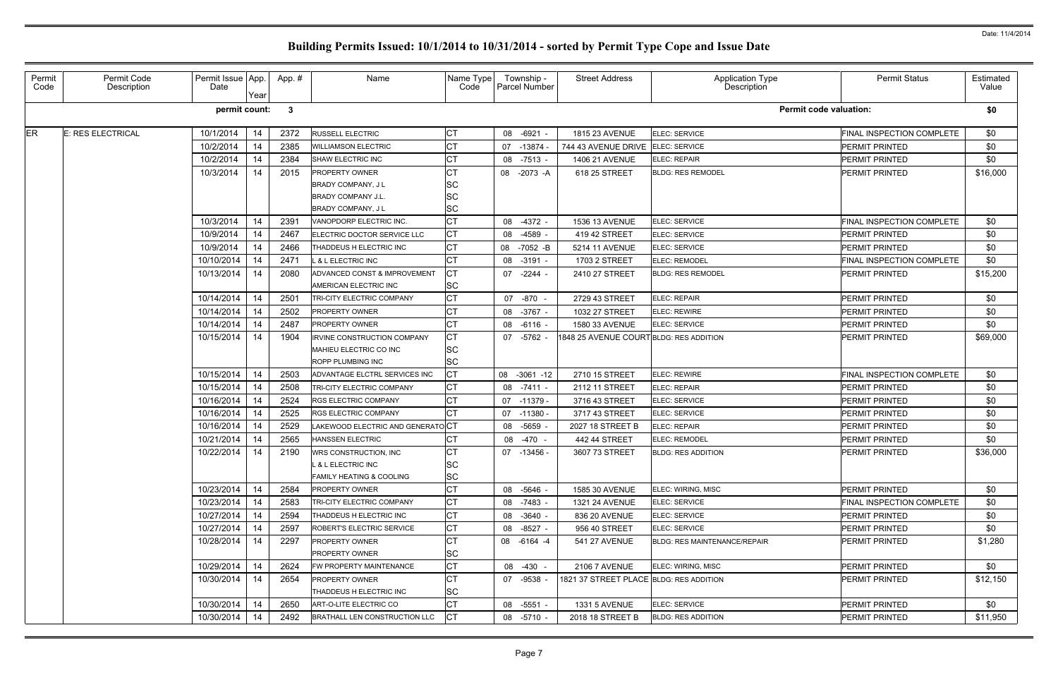# Building Permits Issued: 10/1/2014 to 10/31/2014 - sorted by Permit Type Cope and Issue Date

Date: 11/4/2014

| Permit Code | Permit Code Description | Permit Issue Date | App. Year | App. # | Name | Name Type Code | Township - Parcel Number | Street Address | Application Type Description | Permit Status | Estimated Value |
|---|---|---|---|---|---|---|---|---|---|---|---|
| | | **permit count:** | | **3** | | | | | **Permit code valuation:** | | **$0** |
| ER | E: RES ELECTRICAL | 10/1/2014 | 14 | 2372 | RUSSELL ELECTRIC | CT | 08 -6921 - | 1815 23 AVENUE | ELEC: SERVICE | FINAL INSPECTION COMPLETE | $0 |
| | | 10/2/2014 | 14 | 2385 | WILLIAMSON ELECTRIC | CT | 07 -13874 - | 744 43 AVENUE DRIVE | ELEC: SERVICE | PERMIT PRINTED | $0 |
| | | 10/2/2014 | 14 | 2384 | SHAW ELECTRIC INC | CT | 08 -7513 - | 1406 21 AVENUE | ELEC: REPAIR | PERMIT PRINTED | $0 |
| | | 10/3/2014 | 14 | 2015 | PROPERTY OWNER | CT | 08 -2073 -A | 618 25 STREET | BLDG: RES REMODEL | PERMIT PRINTED | $16,000 |
| | | | | | BRADY COMPANY, J L | SC | | | | | |
| | | | | | BRADY COMPANY J.L. | SC | | | | | |
| | | | | | BRADY COMPANY, J L | SC | | | | | |
| | | 10/3/2014 | 14 | 2391 | VANOPDORP ELECTRIC INC. | CT | 08 -4372 - | 1536 13 AVENUE | ELEC: SERVICE | FINAL INSPECTION COMPLETE | $0 |
| | | 10/9/2014 | 14 | 2467 | ELECTRIC DOCTOR SERVICE LLC | CT | 08 -4589 - | 419 42 STREET | ELEC: SERVICE | PERMIT PRINTED | $0 |
| | | 10/9/2014 | 14 | 2466 | THADDEUS H ELECTRIC INC | CT | 08 -7052 -B | 5214 11 AVENUE | ELEC: SERVICE | PERMIT PRINTED | $0 |
| | | 10/10/2014 | 14 | 2471 | L & L ELECTRIC INC | CT | 08 -3191 - | 1703 2 STREET | ELEC: REMODEL | FINAL INSPECTION COMPLETE | $0 |
| | | 10/13/2014 | 14 | 2080 | ADVANCED CONST & IMPROVEMENT | CT | 07 -2244 - | 2410 27 STREET | BLDG: RES REMODEL | PERMIT PRINTED | $15,200 |
| | | | | | AMERICAN ELECTRIC INC | SC | | | | | |
| | | 10/14/2014 | 14 | 2501 | TRI-CITY ELECTRIC COMPANY | CT | 07 -870 - | 2729 43 STREET | ELEC: REPAIR | PERMIT PRINTED | $0 |
| | | 10/14/2014 | 14 | 2502 | PROPERTY OWNER | CT | 08 -3767 - | 1032 27 STREET | ELEC: REWIRE | PERMIT PRINTED | $0 |
| | | 10/14/2014 | 14 | 2487 | PROPERTY OWNER | CT | 08 -6116 - | 1580 33 AVENUE | ELEC: SERVICE | PERMIT PRINTED | $0 |
| | | 10/15/2014 | 14 | 1904 | IRVINE CONSTRUCTION COMPANY | CT | 07 -5762 - | 1848 25 AVENUE COURT | BLDG: RES ADDITION | PERMIT PRINTED | $69,000 |
| | | | | | MAHIEU ELECTRIC CO INC | SC | | | | | |
| | | | | | ROPP PLUMBING INC | SC | | | | | |
| | | 10/15/2014 | 14 | 2503 | ADVANTAGE ELCTRL SERVICES INC | CT | 08 -3061 -12 | 2710 15 STREET | ELEC: REWIRE | FINAL INSPECTION COMPLETE | $0 |
| | | 10/15/2014 | 14 | 2508 | TRI-CITY ELECTRIC COMPANY | CT | 08 -7411 - | 2112 11 STREET | ELEC: REPAIR | PERMIT PRINTED | $0 |
| | | 10/16/2014 | 14 | 2524 | RGS ELECTRIC COMPANY | CT | 07 -11379 - | 3716 43 STREET | ELEC: SERVICE | PERMIT PRINTED | $0 |
| | | 10/16/2014 | 14 | 2525 | RGS ELECTRIC COMPANY | CT | 07 -11380 - | 3717 43 STREET | ELEC: SERVICE | PERMIT PRINTED | $0 |
| | | 10/16/2014 | 14 | 2529 | LAKEWOOD ELECTRIC AND GENERATO | CT | 08 -5659 - | 2027 18 STREET B | ELEC: REPAIR | PERMIT PRINTED | $0 |
| | | 10/21/2014 | 14 | 2565 | HANSSEN ELECTRIC | CT | 08 -470 - | 442 44 STREET | ELEC: REMODEL | PERMIT PRINTED | $0 |
| | | 10/22/2014 | 14 | 2190 | WRS CONSTRUCTION, INC | CT | 07 -13456 - | 3607 73 STREET | BLDG: RES ADDITION | PERMIT PRINTED | $36,000 |
| | | | | | L & L ELECTRIC INC | SC | | | | | |
| | | | | | FAMILY HEATING & COOLING | SC | | | | | |
| | | 10/23/2014 | 14 | 2584 | PROPERTY OWNER | CT | 08 -5646 - | 1585 30 AVENUE | ELEC: WIRING, MISC | PERMIT PRINTED | $0 |
| | | 10/23/2014 | 14 | 2583 | TRI-CITY ELECTRIC COMPANY | CT | 08 -7483 - | 1321 24 AVENUE | ELEC: SERVICE | FINAL INSPECTION COMPLETE | $0 |
| | | 10/27/2014 | 14 | 2594 | THADDEUS H ELECTRIC INC | CT | 08 -3640 - | 836 20 AVENUE | ELEC: SERVICE | PERMIT PRINTED | $0 |
| | | 10/27/2014 | 14 | 2597 | ROBERT'S ELECTRIC SERVICE | CT | 08 -8527 - | 956 40 STREET | ELEC: SERVICE | PERMIT PRINTED | $0 |
| | | 10/28/2014 | 14 | 2297 | PROPERTY OWNER | CT | 08 -6164 -4 | 541 27 AVENUE | BLDG: RES MAINTENANCE/REPAIR | PERMIT PRINTED | $1,280 |
| | | | | | PROPERTY OWNER | SC | | | | | |
| | | 10/29/2014 | 14 | 2624 | FW PROPERTY MAINTENANCE | CT | 08 -430 - | 2106 7 AVENUE | ELEC: WIRING, MISC | PERMIT PRINTED | $0 |
| | | 10/30/2014 | 14 | 2654 | PROPERTY OWNER | CT | 07 -9538 - | 1821 37 STREET PLACE | BLDG: RES ADDITION | PERMIT PRINTED | $12,150 |
| | | | | | THADDEUS H ELECTRIC INC | SC | | | | | |
| | | 10/30/2014 | 14 | 2650 | ART-O-LITE ELECTRIC CO | CT | 08 -5551 - | 1331 5 AVENUE | ELEC: SERVICE | PERMIT PRINTED | $0 |
| | | 10/30/2014 | 14 | 2492 | BRATHALL LEN CONSTRUCTION LLC | CT | 08 -5710 - | 2018 18 STREET B | BLDG: RES ADDITION | PERMIT PRINTED | $11,950 |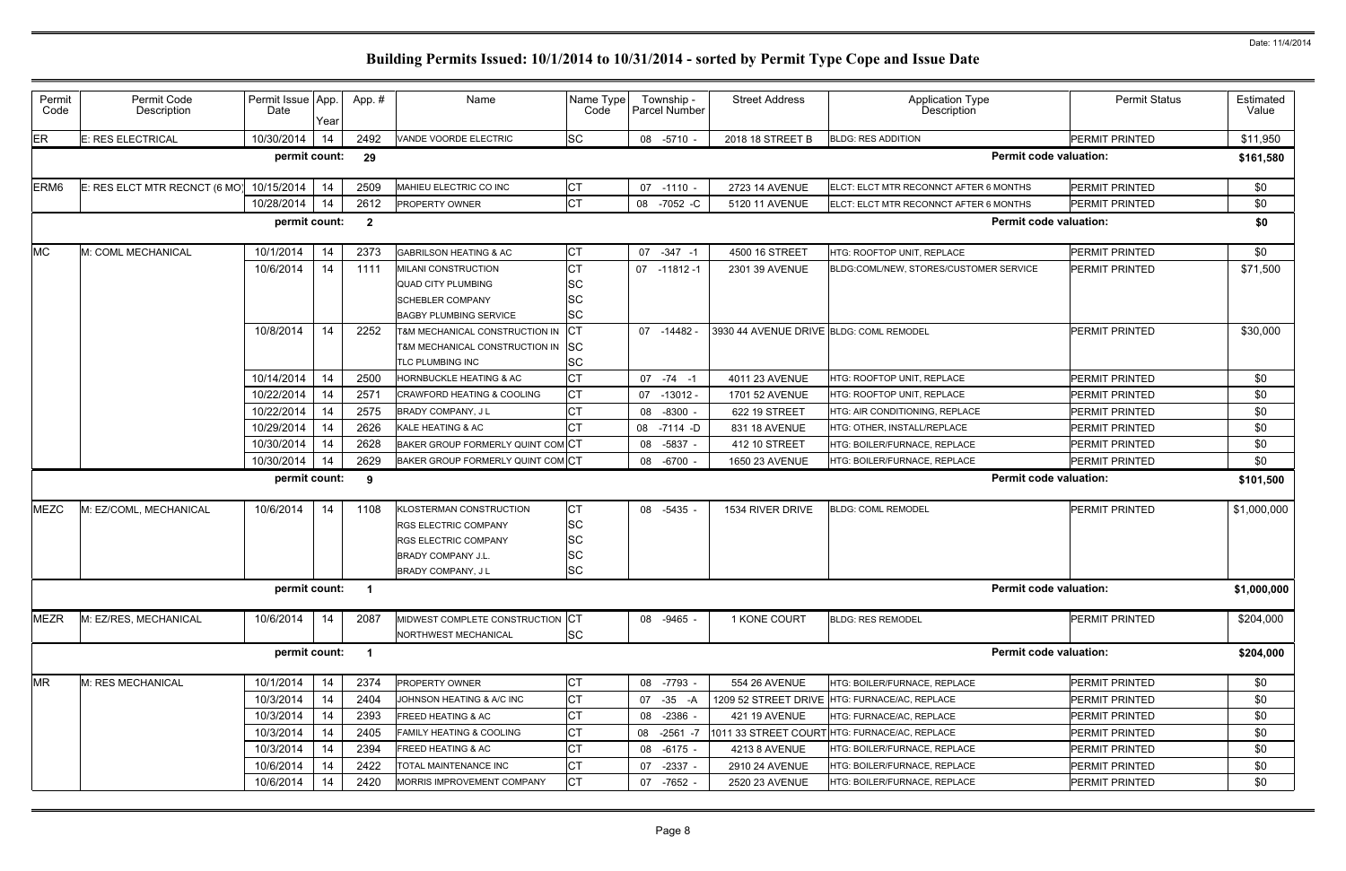# Building Permits Issued: 10/1/2014 to 10/31/2014 - sorted by Permit Type Cope and Issue Date

| Permit Code | Permit Code Description | Permit Issue Date | App. Year | App. # | Name | Name Type Code | Township - Parcel Number | Street Address | Application Type Description | Permit Status | Estimated Value |
|---|---|---|---|---|---|---|---|---|---|---|---|
| ER | E: RES ELECTRICAL | 10/30/2014 | 14 | 2492 | VANDE VOORDE ELECTRIC | SC | 08 -5710 - | 2018 18 STREET B | BLDG: RES ADDITION | PERMIT PRINTED | $11,950 |
| | | permit count: | | 29 | | | | | Permit code valuation: | | $161,580 |
| ERM6 | E: RES ELCT MTR RECNCT (6 MO) | 10/15/2014 | 14 | 2509 | MAHIEU ELECTRIC CO INC | CT | 07 -1110 - | 2723 14 AVENUE | ELCT: ELCT MTR RECONNCT AFTER 6 MONTHS | PERMIT PRINTED | $0 |
| | | 10/28/2014 | 14 | 2612 | PROPERTY OWNER | CT | 08 -7052 -C | 5120 11 AVENUE | ELCT: ELCT MTR RECONNCT AFTER 6 MONTHS | PERMIT PRINTED | $0 |
| | | permit count: | | 2 | | | | | Permit code valuation: | | $0 |
| MC | M: COML MECHANICAL | 10/1/2014 | 14 | 2373 | GABRILSON HEATING & AC | CT | 07 -347 -1 | 4500 16 STREET | HTG: ROOFTOP UNIT, REPLACE | PERMIT PRINTED | $0 |
| | | 10/6/2014 | 14 | 1111 | MILANI CONSTRUCTION | CT | 07 -11812 -1 | 2301 39 AVENUE | BLDG:COML/NEW, STORES/CUSTOMER SERVICE | PERMIT PRINTED | $71,500 |
| | | | | | QUAD CITY PLUMBING | SC | | | | | |
| | | | | | SCHEBLER COMPANY | SC | | | | | |
| | | | | | BAGBY PLUMBING SERVICE | SC | | | | | |
| | | 10/8/2014 | 14 | 2252 | T&M MECHANICAL CONSTRUCTION IN | CT | 07 -14482 - | 3930 44 AVENUE DRIVE | BLDG: COML REMODEL | PERMIT PRINTED | $30,000 |
| | | | | | T&M MECHANICAL CONSTRUCTION IN | SC | | | | | |
| | | | | | TLC PLUMBING INC | SC | | | | | |
| | | 10/14/2014 | 14 | 2500 | HORNBUCKLE HEATING & AC | CT | 07 -74 -1 | 4011 23 AVENUE | HTG: ROOFTOP UNIT, REPLACE | PERMIT PRINTED | $0 |
| | | 10/22/2014 | 14 | 2571 | CRAWFORD HEATING & COOLING | CT | 07 -13012 - | 1701 52 AVENUE | HTG: ROOFTOP UNIT, REPLACE | PERMIT PRINTED | $0 |
| | | 10/22/2014 | 14 | 2575 | BRADY COMPANY, J L | CT | 08 -8300 - | 622 19 STREET | HTG: AIR CONDITIONING, REPLACE | PERMIT PRINTED | $0 |
| | | 10/29/2014 | 14 | 2626 | KALE HEATING & AC | CT | 08 -7114 -D | 831 18 AVENUE | HTG: OTHER, INSTALL/REPLACE | PERMIT PRINTED | $0 |
| | | 10/30/2014 | 14 | 2628 | BAKER GROUP FORMERLY QUINT COM | CT | 08 -5837 - | 412 10 STREET | HTG: BOILER/FURNACE, REPLACE | PERMIT PRINTED | $0 |
| | | 10/30/2014 | 14 | 2629 | BAKER GROUP FORMERLY QUINT COM | CT | 08 -6700 - | 1650 23 AVENUE | HTG: BOILER/FURNACE, REPLACE | PERMIT PRINTED | $0 |
| | | permit count: | | 9 | | | | | Permit code valuation: | | $101,500 |
| MEZC | M: EZ/COML, MECHANICAL | 10/6/2014 | 14 | 1108 | KLOSTERMAN CONSTRUCTION | CT | 08 -5435 - | 1534 RIVER DRIVE | BLDG: COML REMODEL | PERMIT PRINTED | $1,000,000 |
| | | | | | RGS ELECTRIC COMPANY | SC | | | | | |
| | | | | | RGS ELECTRIC COMPANY | SC | | | | | |
| | | | | | BRADY COMPANY J.L. | SC | | | | | |
| | | | | | BRADY COMPANY, J L | SC | | | | | |
| | | permit count: | | 1 | | | | | Permit code valuation: | | $1,000,000 |
| MEZR | M: EZ/RES, MECHANICAL | 10/6/2014 | 14 | 2087 | MIDWEST COMPLETE CONSTRUCTION | CT | 08 -9465 - | 1 KONE COURT | BLDG: RES REMODEL | PERMIT PRINTED | $204,000 |
| | | | | | NORTHWEST MECHANICAL | SC | | | | | |
| | | permit count: | | 1 | | | | | Permit code valuation: | | $204,000 |
| MR | M: RES MECHANICAL | 10/1/2014 | 14 | 2374 | PROPERTY OWNER | CT | 08 -7793 - | 554 26 AVENUE | HTG: BOILER/FURNACE, REPLACE | PERMIT PRINTED | $0 |
| | | 10/3/2014 | 14 | 2404 | JOHNSON HEATING & A/C INC | CT | 07 -35 -A | 1209 52 STREET DRIVE | HTG: FURNACE/AC, REPLACE | PERMIT PRINTED | $0 |
| | | 10/3/2014 | 14 | 2393 | FREED HEATING & AC | CT | 08 -2386 - | 421 19 AVENUE | HTG: FURNACE/AC, REPLACE | PERMIT PRINTED | $0 |
| | | 10/3/2014 | 14 | 2405 | FAMILY HEATING & COOLING | CT | 08 -2561 -7 | 1011 33 STREET COURT | HTG: FURNACE/AC, REPLACE | PERMIT PRINTED | $0 |
| | | 10/3/2014 | 14 | 2394 | FREED HEATING & AC | CT | 08 -6175 - | 4213 8 AVENUE | HTG: BOILER/FURNACE, REPLACE | PERMIT PRINTED | $0 |
| | | 10/6/2014 | 14 | 2422 | TOTAL MAINTENANCE INC | CT | 07 -2337 - | 2910 24 AVENUE | HTG: BOILER/FURNACE, REPLACE | PERMIT PRINTED | $0 |
| | | 10/6/2014 | 14 | 2420 | MORRIS IMPROVEMENT COMPANY | CT | 07 -7652 - | 2520 23 AVENUE | HTG: BOILER/FURNACE, REPLACE | PERMIT PRINTED | $0 |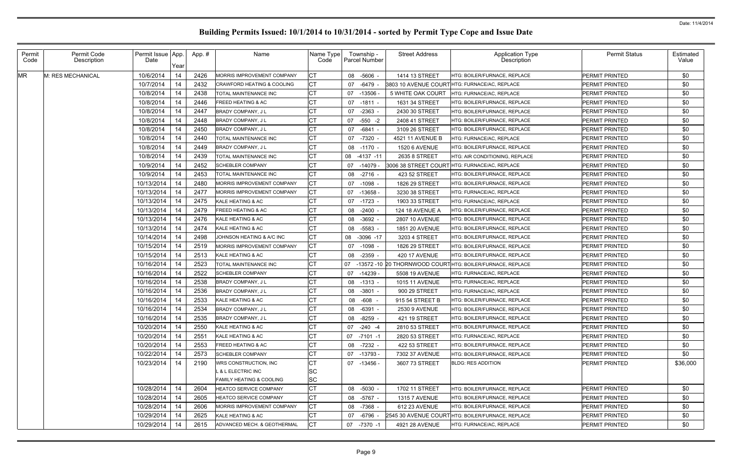# Building Permits Issued: 10/1/2014 to 10/31/2014 - sorted by Permit Type Cope and Issue Date

| Permit Code | Permit Code Description | Permit Issue Date | App. Year | App. # | Name | Name Type Code | Township - Parcel Number | Street Address | Application Type Description | Permit Status | Estimated Value |
|---|---|---|---|---|---|---|---|---|---|---|---|
| MR | M: RES MECHANICAL | 10/6/2014 | 14 | 2426 | MORRIS IMPROVEMENT COMPANY | CT | 08 -5606 - | 1414 13 STREET | HTG: BOILER/FURNACE, REPLACE | PERMIT PRINTED | $0 |
| | | 10/7/2014 | 14 | 2432 | CRAWFORD HEATING & COOLING | CT | 07 -6479 - | 3803 10 AVENUE COURT | HTG: FURNACE/AC, REPLACE | PERMIT PRINTED | $0 |
| | | 10/8/2014 | 14 | 2438 | TOTAL MAINTENANCE INC | CT | 07 -13506 - | 5 WHITE OAK COURT | HTG: FURNACE/AC, REPLACE | PERMIT PRINTED | $0 |
| | | 10/8/2014 | 14 | 2446 | FREED HEATING & AC | CT | 07 -1811 - | 1631 34 STREET | HTG: BOILER/FURNACE, REPLACE | PERMIT PRINTED | $0 |
| | | 10/8/2014 | 14 | 2447 | BRADY COMPANY, J L | CT | 07 -2363 - | 2430 30 STREET | HTG: BOILER/FURNACE, REPLACE | PERMIT PRINTED | $0 |
| | | 10/8/2014 | 14 | 2448 | BRADY COMPANY, J L | CT | 07 -550 -2 | 2408 41 STREET | HTG: BOILER/FURNACE, REPLACE | PERMIT PRINTED | $0 |
| | | 10/8/2014 | 14 | 2450 | BRADY COMPANY, J L | CT | 07 -6841 - | 3109 26 STREET | HTG: BOILER/FURNACE, REPLACE | PERMIT PRINTED | $0 |
| | | 10/8/2014 | 14 | 2440 | TOTAL MAINTENANCE INC | CT | 07 -7320 - | 4521 11 AVENUE B | HTG: FURNACE/AC, REPLACE | PERMIT PRINTED | $0 |
| | | 10/8/2014 | 14 | 2449 | BRADY COMPANY, J L | CT | 08 -1170 - | 1520 6 AVENUE | HTG: BOILER/FURNACE, REPLACE | PERMIT PRINTED | $0 |
| | | 10/8/2014 | 14 | 2439 | TOTAL MAINTENANCE INC | CT | 08 -4137 -11 | 2635 8 STREET | HTG: AIR CONDITIONING, REPLACE | PERMIT PRINTED | $0 |
| | | 10/9/2014 | 14 | 2452 | SCHEBLER COMPANY | CT | 07 -14079 - | 3006 38 STREET COURT | HTG: FURNACE/AC, REPLACE | PERMIT PRINTED | $0 |
| | | 10/9/2014 | 14 | 2453 | TOTAL MAINTENANCE INC | CT | 08 -2716 - | 423 52 STREET | HTG: BOILER/FURNACE, REPLACE | PERMIT PRINTED | $0 |
| | | 10/13/2014 | 14 | 2480 | MORRIS IMPROVEMENT COMPANY | CT | 07 -1098 - | 1826 29 STREET | HTG: BOILER/FURNACE, REPLACE | PERMIT PRINTED | $0 |
| | | 10/13/2014 | 14 | 2477 | MORRIS IMPROVEMENT COMPANY | CT | 07 -13658 - | 3230 38 STREET | HTG: FURNACE/AC, REPLACE | PERMIT PRINTED | $0 |
| | | 10/13/2014 | 14 | 2475 | KALE HEATING & AC | CT | 07 -1723 - | 1903 33 STREET | HTG: FURNACE/AC, REPLACE | PERMIT PRINTED | $0 |
| | | 10/13/2014 | 14 | 2479 | FREED HEATING & AC | CT | 08 -2400 - | 124 18 AVENUE A | HTG: BOILER/FURNACE, REPLACE | PERMIT PRINTED | $0 |
| | | 10/13/2014 | 14 | 2476 | KALE HEATING & AC | CT | 08 -3692 - | 2807 10 AVENUE | HTG: BOILER/FURNACE, REPLACE | PERMIT PRINTED | $0 |
| | | 10/13/2014 | 14 | 2474 | KALE HEATING & AC | CT | 08 -5583 - | 1851 20 AVENUE | HTG: BOILER/FURNACE, REPLACE | PERMIT PRINTED | $0 |
| | | 10/14/2014 | 14 | 2498 | JOHNSON HEATING & A/C INC | CT | 08 -3096 -17 | 3203 4 STREET | HTG: BOILER/FURNACE, REPLACE | PERMIT PRINTED | $0 |
| | | 10/15/2014 | 14 | 2519 | MORRIS IMPROVEMENT COMPANY | CT | 07 -1098 - | 1826 29 STREET | HTG: BOILER/FURNACE, REPLACE | PERMIT PRINTED | $0 |
| | | 10/15/2014 | 14 | 2513 | KALE HEATING & AC | CT | 08 -2359 - | 420 17 AVENUE | HTG: BOILER/FURNACE, REPLACE | PERMIT PRINTED | $0 |
| | | 10/16/2014 | 14 | 2523 | TOTAL MAINTENANCE INC | CT | 07 -13572 -10 | 20 THORNWOOD COURT | HTG: BOILER/FURNACE, REPLACE | PERMIT PRINTED | $0 |
| | | 10/16/2014 | 14 | 2522 | SCHEBLER COMPANY | CT | 07 -14239 - | 5508 19 AVENUE | HTG: FURNACE/AC, REPLACE | PERMIT PRINTED | $0 |
| | | 10/16/2014 | 14 | 2538 | BRADY COMPANY, J L | CT | 08 -1313 - | 1015 11 AVENUE | HTG: FURNACE/AC, REPLACE | PERMIT PRINTED | $0 |
| | | 10/16/2014 | 14 | 2536 | BRADY COMPANY, J L | CT | 08 -3801 - | 900 29 STREET | HTG: FURNACE/AC, REPLACE | PERMIT PRINTED | $0 |
| | | 10/16/2014 | 14 | 2533 | KALE HEATING & AC | CT | 08 -608 - | 915 54 STREET B | HTG: BOILER/FURNACE, REPLACE | PERMIT PRINTED | $0 |
| | | 10/16/2014 | 14 | 2534 | BRADY COMPANY, J L | CT | 08 -6391 - | 2530 9 AVENUE | HTG: BOILER/FURNACE, REPLACE | PERMIT PRINTED | $0 |
| | | 10/16/2014 | 14 | 2535 | BRADY COMPANY, J L | CT | 08 -8259 - | 421 19 STREET | HTG: BOILER/FURNACE, REPLACE | PERMIT PRINTED | $0 |
| | | 10/20/2014 | 14 | 2550 | KALE HEATING & AC | CT | 07 -240 -4 | 2810 53 STREET | HTG: BOILER/FURNACE, REPLACE | PERMIT PRINTED | $0 |
| | | 10/20/2014 | 14 | 2551 | KALE HEATING & AC | CT | 07 -7101 -1 | 2820 53 STREET | HTG: FURNACE/AC, REPLACE | PERMIT PRINTED | $0 |
| | | 10/20/2014 | 14 | 2553 | FREED HEATING & AC | CT | 08 -7232 - | 422 53 STREET | HTG: BOILER/FURNACE, REPLACE | PERMIT PRINTED | $0 |
| | | 10/22/2014 | 14 | 2573 | SCHEBLER COMPANY | CT | 07 -13793 - | 7302 37 AVENUE | HTG: BOILER/FURNACE, REPLACE | PERMIT PRINTED | $0 |
| | | 10/23/2014 | 14 | 2190 | WRS CONSTRUCTION, INC<br>L & L ELECTRIC INC<br>FAMILY HEATING & COOLING | CT<br>SC<br>SC | 07 -13456 - | 3607 73 STREET | BLDG: RES ADDITION | PERMIT PRINTED | $36,000 |
| | | 10/28/2014 | 14 | 2604 | HEATCO SERVICE COMPANY | CT | 08 -5030 - | 1702 11 STREET | HTG: BOILER/FURNACE, REPLACE | PERMIT PRINTED | $0 |
| | | 10/28/2014 | 14 | 2605 | HEATCO SERVICE COMPANY | CT | 08 -5767 - | 1315 7 AVENUE | HTG: BOILER/FURNACE, REPLACE | PERMIT PRINTED | $0 |
| | | 10/28/2014 | 14 | 2606 | MORRIS IMPROVEMENT COMPANY | CT | 08 -7368 - | 612 23 AVENUE | HTG: BOILER/FURNACE, REPLACE | PERMIT PRINTED | $0 |
| | | 10/29/2014 | 14 | 2625 | KALE HEATING & AC | CT | 07 -6796 - | 2545 30 AVENUE COURT | HTG: BOILER/FURNACE, REPLACE | PERMIT PRINTED | $0 |
| | | 10/29/2014 | 14 | 2615 | ADVANCED MECH. & GEOTHERMAL | CT | 07 -7370 -1 | 4921 28 AVENUE | HTG: FURNACE/AC, REPLACE | PERMIT PRINTED | $0 |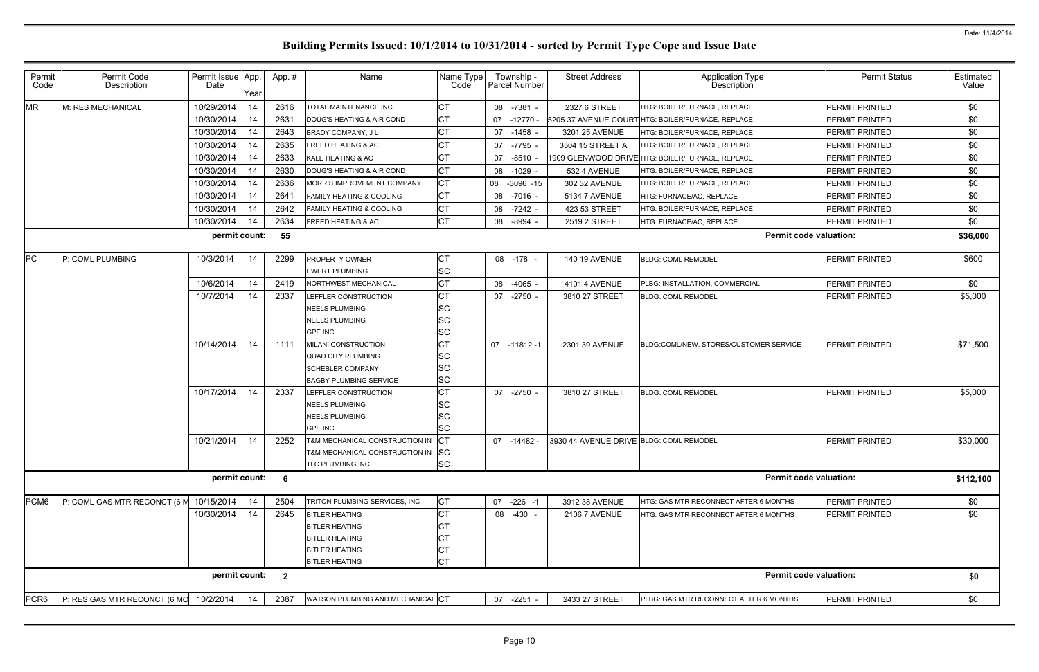# Building Permits Issued: 10/1/2014 to 10/31/2014 - sorted by Permit Type Cope and Issue Date

Date: 11/4/2014

| Permit Code | Permit Code Description | Permit Issue Date | App. Year | App. # | Name | Name Type Code | Township - Parcel Number | Street Address | Application Type Description | Permit Status | Estimated Value |
|---|---|---|---|---|---|---|---|---|---|---|---|
| MR | M: RES MECHANICAL | 10/29/2014 | 14 | 2616 | TOTAL MAINTENANCE INC | CT | 08 -7381 - | 2327 6 STREET | HTG: BOILER/FURNACE, REPLACE | PERMIT PRINTED | $0 |
| | | 10/30/2014 | 14 | 2631 | DOUG'S HEATING & AIR COND | CT | 07 -12770 - | 5205 37 AVENUE COURT | HTG: BOILER/FURNACE, REPLACE | PERMIT PRINTED | $0 |
| | | 10/30/2014 | 14 | 2643 | BRADY COMPANY, J L | CT | 07 -1458 - | 3201 25 AVENUE | HTG: BOILER/FURNACE, REPLACE | PERMIT PRINTED | $0 |
| | | 10/30/2014 | 14 | 2635 | FREED HEATING & AC | CT | 07 -7795 - | 3504 15 STREET A | HTG: BOILER/FURNACE, REPLACE | PERMIT PRINTED | $0 |
| | | 10/30/2014 | 14 | 2633 | KALE HEATING & AC | CT | 07 -8510 - | 1909 GLENWOOD DRIVE | HTG: BOILER/FURNACE, REPLACE | PERMIT PRINTED | $0 |
| | | 10/30/2014 | 14 | 2630 | DOUG'S HEATING & AIR COND | CT | 08 -1029 - | 532 4 AVENUE | HTG: BOILER/FURNACE, REPLACE | PERMIT PRINTED | $0 |
| | | 10/30/2014 | 14 | 2636 | MORRIS IMPROVEMENT COMPANY | CT | 08 -3096 -15 | 302 32 AVENUE | HTG: BOILER/FURNACE, REPLACE | PERMIT PRINTED | $0 |
| | | 10/30/2014 | 14 | 2641 | FAMILY HEATING & COOLING | CT | 08 -7016 - | 5134 7 AVENUE | HTG: FURNACE/AC, REPLACE | PERMIT PRINTED | $0 |
| | | 10/30/2014 | 14 | 2642 | FAMILY HEATING & COOLING | CT | 08 -7242 - | 423 53 STREET | HTG: BOILER/FURNACE, REPLACE | PERMIT PRINTED | $0 |
| | | 10/30/2014 | 14 | 2634 | FREED HEATING & AC | CT | 08 -8994 - | 2519 2 STREET | HTG: FURNACE/AC, REPLACE | PERMIT PRINTED | $0 |
| | | **permit count:** | | **55** | | | | | **Permit code valuation:** | | **$36,000** |
| PC | P: COML PLUMBING | 10/3/2014 | 14 | 2299 | PROPERTY OWNER | CT | 08 -178 - | 140 19 AVENUE | BLDG: COML REMODEL | PERMIT PRINTED | $600 |
| | | | | | EWERT PLUMBING | SC | | | | | |
| | | 10/6/2014 | 14 | 2419 | NORTHWEST MECHANICAL | CT | 08 -4065 - | 4101 4 AVENUE | PLBG: INSTALLATION, COMMERCIAL | PERMIT PRINTED | $0 |
| | | 10/7/2014 | 14 | 2337 | LEFFLER CONSTRUCTION | CT | 07 -2750 - | 3810 27 STREET | BLDG: COML REMODEL | PERMIT PRINTED | $5,000 |
| | | | | | NEELS PLUMBING | SC | | | | | |
| | | | | | NEELS PLUMBING | SC | | | | | |
| | | | | | GPE INC. | SC | | | | | |
| | | 10/14/2014 | 14 | 1111 | MILANI CONSTRUCTION | CT | 07 -11812 -1 | 2301 39 AVENUE | BLDG:COML/NEW, STORES/CUSTOMER SERVICE | PERMIT PRINTED | $71,500 |
| | | | | | QUAD CITY PLUMBING | SC | | | | | |
| | | | | | SCHEBLER COMPANY | SC | | | | | |
| | | | | | BAGBY PLUMBING SERVICE | SC | | | | | |
| | | 10/17/2014 | 14 | 2337 | LEFFLER CONSTRUCTION | CT | 07 -2750 - | 3810 27 STREET | BLDG: COML REMODEL | PERMIT PRINTED | $5,000 |
| | | | | | NEELS PLUMBING | SC | | | | | |
| | | | | | NEELS PLUMBING | SC | | | | | |
| | | | | | GPE INC. | SC | | | | | |
| | | 10/21/2014 | 14 | 2252 | T&M MECHANICAL CONSTRUCTION IN | CT | 07 -14482 - | 3930 44 AVENUE DRIVE | BLDG: COML REMODEL | PERMIT PRINTED | $30,000 |
| | | | | | T&M MECHANICAL CONSTRUCTION IN | SC | | | | | |
| | | | | | TLC PLUMBING INC | SC | | | | | |
| | | **permit count:** | | **6** | | | | | **Permit code valuation:** | | **$112,100** |
| PCM6 | P: COML GAS MTR RECONCT (6 M | 10/15/2014 | 14 | 2504 | TRITON PLUMBING SERVICES, INC | CT | 07 -226 -1 | 3912 38 AVENUE | HTG: GAS MTR RECONNECT AFTER 6 MONTHS | PERMIT PRINTED | $0 |
| | | 10/30/2014 | 14 | 2645 | BITLER HEATING | CT | 08 -430 - | 2106 7 AVENUE | HTG: GAS MTR RECONNECT AFTER 6 MONTHS | PERMIT PRINTED | $0 |
| | | | | | BITLER HEATING | CT | | | | | |
| | | | | | BITLER HEATING | CT | | | | | |
| | | | | | BITLER HEATING | CT | | | | | |
| | | | | | BITLER HEATING | CT | | | | | |
| | | **permit count:** | | **2** | | | | | **Permit code valuation:** | | **$0** |
| PCR6 | P: RES GAS MTR RECONCT (6 MO | 10/2/2014 | 14 | 2387 | WATSON PLUMBING AND MECHANICAL | CT | 07 -2251 - | 2433 27 STREET | PLBG: GAS MTR RECONNECT AFTER 6 MONTHS | PERMIT PRINTED | $0 |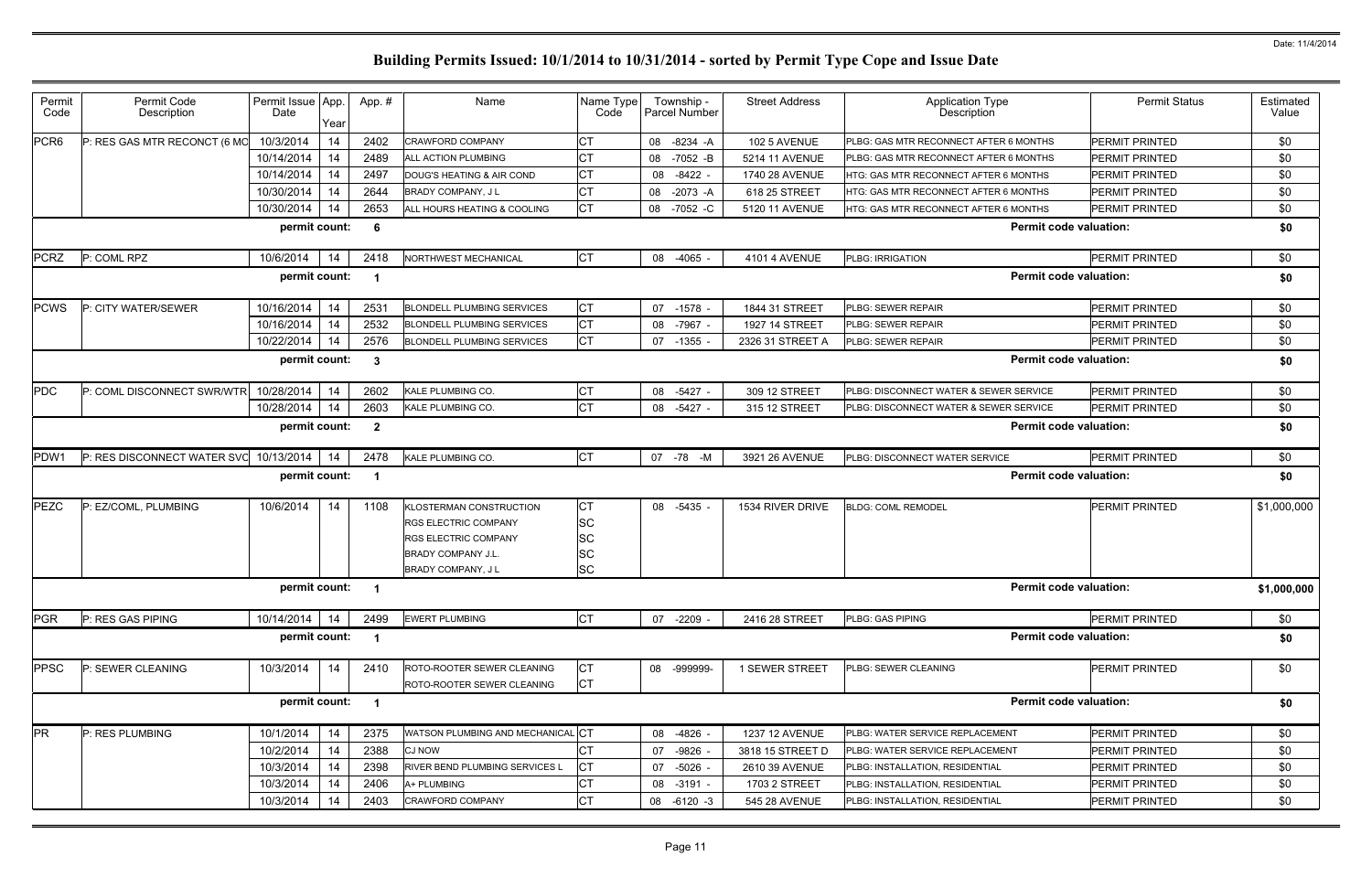# Building Permits Issued: 10/1/2014 to 10/31/2014 - sorted by Permit Type Cope and Issue Date

Date: 11/4/2014

| Permit Code | Permit Code Description | Permit Issue Date | App. Year | App. # | Name | Name Type Code | Township - Parcel Number | Street Address | Application Type Description | Permit Status | Estimated Value |
|---|---|---|---|---|---|---|---|---|---|---|---|
| PCR6 | P: RES GAS MTR RECONCT (6 MO | 10/3/2014 | 14 | 2402 | CRAWFORD COMPANY | CT | 08 -8234 -A | 102 5 AVENUE | PLBG: GAS MTR RECONNECT AFTER 6 MONTHS | PERMIT PRINTED | $0 |
| | | 10/14/2014 | 14 | 2489 | ALL ACTION PLUMBING | CT | 08 -7052 -B | 5214 11 AVENUE | PLBG: GAS MTR RECONNECT AFTER 6 MONTHS | PERMIT PRINTED | $0 |
| | | 10/14/2014 | 14 | 2497 | DOUG'S HEATING & AIR COND | CT | 08 -8422 - | 1740 28 AVENUE | HTG: GAS MTR RECONNECT AFTER 6 MONTHS | PERMIT PRINTED | $0 |
| | | 10/30/2014 | 14 | 2644 | BRADY COMPANY, J L | CT | 08 -2073 -A | 618 25 STREET | HTG: GAS MTR RECONNECT AFTER 6 MONTHS | PERMIT PRINTED | $0 |
| | | 10/30/2014 | 14 | 2653 | ALL HOURS HEATING & COOLING | CT | 08 -7052 -C | 5120 11 AVENUE | HTG: GAS MTR RECONNECT AFTER 6 MONTHS | PERMIT PRINTED | $0 |
| | | permit count: | | 6 | | | | | | Permit code valuation: | $0 |
| PCRZ | P: COML RPZ | 10/6/2014 | 14 | 2418 | NORTHWEST MECHANICAL | CT | 08 -4065 - | 4101 4 AVENUE | PLBG: IRRIGATION | PERMIT PRINTED | $0 |
| | | permit count: | | 1 | | | | | | Permit code valuation: | $0 |
| PCWS | P: CITY WATER/SEWER | 10/16/2014 | 14 | 2531 | BLONDELL PLUMBING SERVICES | CT | 07 -1578 - | 1844 31 STREET | PLBG: SEWER REPAIR | PERMIT PRINTED | $0 |
| | | 10/16/2014 | 14 | 2532 | BLONDELL PLUMBING SERVICES | CT | 08 -7967 - | 1927 14 STREET | PLBG: SEWER REPAIR | PERMIT PRINTED | $0 |
| | | 10/22/2014 | 14 | 2576 | BLONDELL PLUMBING SERVICES | CT | 07 -1355 - | 2326 31 STREET A | PLBG: SEWER REPAIR | PERMIT PRINTED | $0 |
| | | permit count: | | 3 | | | | | | Permit code valuation: | $0 |
| PDC | P: COML DISCONNECT SWR/WTR | 10/28/2014 | 14 | 2602 | KALE PLUMBING CO. | CT | 08 -5427 - | 309 12 STREET | PLBG: DISCONNECT WATER & SEWER SERVICE | PERMIT PRINTED | $0 |
| | | 10/28/2014 | 14 | 2603 | KALE PLUMBING CO. | CT | 08 -5427 - | 315 12 STREET | PLBG: DISCONNECT WATER & SEWER SERVICE | PERMIT PRINTED | $0 |
| | | permit count: | | 2 | | | | | | Permit code valuation: | $0 |
| PDW1 | P: RES DISCONNECT WATER SVC | 10/13/2014 | 14 | 2478 | KALE PLUMBING CO. | CT | 07 -78 -M | 3921 26 AVENUE | PLBG: DISCONNECT WATER SERVICE | PERMIT PRINTED | $0 |
| | | permit count: | | 1 | | | | | | Permit code valuation: | $0 |
| PEZC | P: EZ/COML, PLUMBING | 10/6/2014 | 14 | 1108 | KLOSTERMAN CONSTRUCTION | CT | 08 -5435 - | 1534 RIVER DRIVE | BLDG: COML REMODEL | PERMIT PRINTED | $1,000,000 |
| | | | | | RGS ELECTRIC COMPANY | SC | | | | | |
| | | | | | RGS ELECTRIC COMPANY | SC | | | | | |
| | | | | | BRADY COMPANY J.L. | SC | | | | | |
| | | | | | BRADY COMPANY, J L | SC | | | | | |
| | | permit count: | | 1 | | | | | | Permit code valuation: | $1,000,000 |
| PGR | P: RES GAS PIPING | 10/14/2014 | 14 | 2499 | EWERT PLUMBING | CT | 07 -2209 - | 2416 28 STREET | PLBG: GAS PIPING | PERMIT PRINTED | $0 |
| | | permit count: | | 1 | | | | | | Permit code valuation: | $0 |
| PPSC | P: SEWER CLEANING | 10/3/2014 | 14 | 2410 | ROTO-ROOTER SEWER CLEANING | CT | 08 -999999- | 1 SEWER STREET | PLBG: SEWER CLEANING | PERMIT PRINTED | $0 |
| | | | | | ROTO-ROOTER SEWER CLEANING | CT | | | | | |
| | | permit count: | | 1 | | | | | | Permit code valuation: | $0 |
| PR | P: RES PLUMBING | 10/1/2014 | 14 | 2375 | WATSON PLUMBING AND MECHANICAL | CT | 08 -4826 - | 1237 12 AVENUE | PLBG: WATER SERVICE REPLACEMENT | PERMIT PRINTED | $0 |
| | | 10/2/2014 | 14 | 2388 | CJ NOW | CT | 07 -9826 - | 3818 15 STREET D | PLBG: WATER SERVICE REPLACEMENT | PERMIT PRINTED | $0 |
| | | 10/3/2014 | 14 | 2398 | RIVER BEND PLUMBING SERVICES L | CT | 07 -5026 - | 2610 39 AVENUE | PLBG: INSTALLATION, RESIDENTIAL | PERMIT PRINTED | $0 |
| | | 10/3/2014 | 14 | 2406 | A+ PLUMBING | CT | 08 -3191 - | 1703 2 STREET | PLBG: INSTALLATION, RESIDENTIAL | PERMIT PRINTED | $0 |
| | | 10/3/2014 | 14 | 2403 | CRAWFORD COMPANY | CT | 08 -6120 -3 | 545 28 AVENUE | PLBG: INSTALLATION, RESIDENTIAL | PERMIT PRINTED | $0 |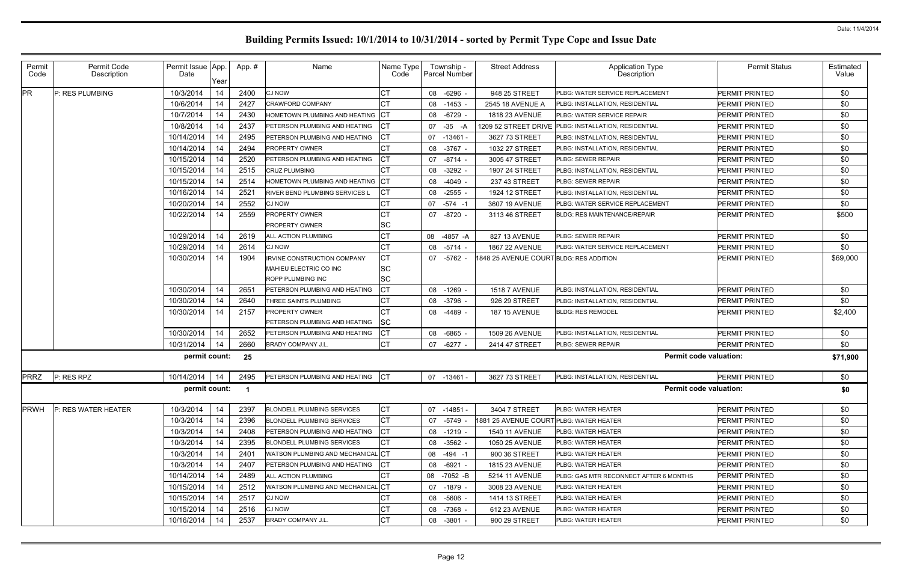# Building Permits Issued: 10/1/2014 to 10/31/2014 - sorted by Permit Type Cope and Issue Date

| Permit Code | Permit Code Description | Permit Issue Date | App. Year | App. # | Name | Name Type Code | Township - Parcel Number | Street Address | Application Type Description | Permit Status | Estimated Value |
|---|---|---|---|---|---|---|---|---|---|---|---|
| PR | P: RES PLUMBING | 10/3/2014 | 14 | 2400 | CJ NOW | CT | 08 -6296 - | 948 25 STREET | PLBG: WATER SERVICE REPLACEMENT | PERMIT PRINTED | $0 |
| | | 10/6/2014 | 14 | 2427 | CRAWFORD COMPANY | CT | 08 -1453 - | 2545 18 AVENUE A | PLBG: INSTALLATION, RESIDENTIAL | PERMIT PRINTED | $0 |
| | | 10/7/2014 | 14 | 2430 | HOMETOWN PLUMBING AND HEATING | CT | 08 -6729 - | 1818 23 AVENUE | PLBG: WATER SERVICE REPAIR | PERMIT PRINTED | $0 |
| | | 10/8/2014 | 14 | 2437 | PETERSON PLUMBING AND HEATING | CT | 07 -35 -A | 1209 52 STREET DRIVE | PLBG: INSTALLATION, RESIDENTIAL | PERMIT PRINTED | $0 |
| | | 10/14/2014 | 14 | 2495 | PETERSON PLUMBING AND HEATING | CT | 07 -13461 - | 3627 73 STREET | PLBG: INSTALLATION, RESIDENTIAL | PERMIT PRINTED | $0 |
| | | 10/14/2014 | 14 | 2494 | PROPERTY OWNER | CT | 08 -3767 - | 1032 27 STREET | PLBG: INSTALLATION, RESIDENTIAL | PERMIT PRINTED | $0 |
| | | 10/15/2014 | 14 | 2520 | PETERSON PLUMBING AND HEATING | CT | 07 -8714 - | 3005 47 STREET | PLBG: SEWER REPAIR | PERMIT PRINTED | $0 |
| | | 10/15/2014 | 14 | 2515 | CRUZ PLUMBING | CT | 08 -3292 - | 1907 24 STREET | PLBG: INSTALLATION, RESIDENTIAL | PERMIT PRINTED | $0 |
| | | 10/15/2014 | 14 | 2514 | HOMETOWN PLUMBING AND HEATING | CT | 08 -4049 - | 237 43 STREET | PLBG: SEWER REPAIR | PERMIT PRINTED | $0 |
| | | 10/16/2014 | 14 | 2521 | RIVER BEND PLUMBING SERVICES L | CT | 08 -2555 - | 1924 12 STREET | PLBG: INSTALLATION, RESIDENTIAL | PERMIT PRINTED | $0 |
| | | 10/20/2014 | 14 | 2552 | CJ NOW | CT | 07 -574 -1 | 3607 19 AVENUE | PLBG: WATER SERVICE REPLACEMENT | PERMIT PRINTED | $0 |
| | | 10/22/2014 | 14 | 2559 | PROPERTY OWNER<br>PROPERTY OWNER | CT<br>SC | 07 -8720 - | 3113 46 STREET | BLDG: RES MAINTENANCE/REPAIR | PERMIT PRINTED | $500 |
| | | 10/29/2014 | 14 | 2619 | ALL ACTION PLUMBING | CT | 08 -4857 -A | 827 13 AVENUE | PLBG: SEWER REPAIR | PERMIT PRINTED | $0 |
| | | 10/29/2014 | 14 | 2614 | CJ NOW | CT | 08 -5714 - | 1867 22 AVENUE | PLBG: WATER SERVICE REPLACEMENT | PERMIT PRINTED | $0 |
| | | 10/30/2014 | 14 | 1904 | IRVINE CONSTRUCTION COMPANY<br>MAHIEU ELECTRIC CO INC<br>ROPP PLUMBING INC | CT<br>SC<br>SC | 07 -5762 - | 1848 25 AVENUE COURT | BLDG: RES ADDITION | PERMIT PRINTED | $69,000 |
| | | 10/30/2014 | 14 | 2651 | PETERSON PLUMBING AND HEATING | CT | 08 -1269 - | 1518 7 AVENUE | PLBG: INSTALLATION, RESIDENTIAL | PERMIT PRINTED | $0 |
| | | 10/30/2014 | 14 | 2640 | THREE SAINTS PLUMBING | CT | 08 -3796 - | 926 29 STREET | PLBG: INSTALLATION, RESIDENTIAL | PERMIT PRINTED | $0 |
| | | 10/30/2014 | 14 | 2157 | PROPERTY OWNER<br>PETERSON PLUMBING AND HEATING | CT<br>SC | 08 -4489 - | 187 15 AVENUE | BLDG: RES REMODEL | PERMIT PRINTED | $2,400 |
| | | 10/30/2014 | 14 | 2652 | PETERSON PLUMBING AND HEATING | CT | 08 -6865 - | 1509 26 AVENUE | PLBG: INSTALLATION, RESIDENTIAL | PERMIT PRINTED | $0 |
| | | 10/31/2014 | 14 | 2660 | BRADY COMPANY J.L. | CT | 07 -6277 - | 2414 47 STREET | PLBG: SEWER REPAIR | PERMIT PRINTED | $0 |
| | | **permit count:** | | **25** | | | | | **Permit code valuation:** | | **$71,900** |
| PRRZ | P: RES RPZ | 10/14/2014 | 14 | 2495 | PETERSON PLUMBING AND HEATING | CT | 07 -13461 - | 3627 73 STREET | PLBG: INSTALLATION, RESIDENTIAL | PERMIT PRINTED | $0 |
| | | **permit count:** | | **1** | | | | | **Permit code valuation:** | | **$0** |
| PRWH | P: RES WATER HEATER | 10/3/2014 | 14 | 2397 | BLONDELL PLUMBING SERVICES | CT | 07 -14851 - | 3404 7 STREET | PLBG: WATER HEATER | PERMIT PRINTED | $0 |
| | | 10/3/2014 | 14 | 2396 | BLONDELL PLUMBING SERVICES | CT | 07 -5749 - | 1881 25 AVENUE COURT | PLBG: WATER HEATER | PERMIT PRINTED | $0 |
| | | 10/3/2014 | 14 | 2408 | PETERSON PLUMBING AND HEATING | CT | 08 -1219 - | 1540 11 AVENUE | PLBG: WATER HEATER | PERMIT PRINTED | $0 |
| | | 10/3/2014 | 14 | 2395 | BLONDELL PLUMBING SERVICES | CT | 08 -3562 - | 1050 25 AVENUE | PLBG: WATER HEATER | PERMIT PRINTED | $0 |
| | | 10/3/2014 | 14 | 2401 | WATSON PLUMBING AND MECHANICAL | CT | 08 -494 -1 | 900 36 STREET | PLBG: WATER HEATER | PERMIT PRINTED | $0 |
| | | 10/3/2014 | 14 | 2407 | PETERSON PLUMBING AND HEATING | CT | 08 -6921 - | 1815 23 AVENUE | PLBG: WATER HEATER | PERMIT PRINTED | $0 |
| | | 10/14/2014 | 14 | 2489 | ALL ACTION PLUMBING | CT | 08 -7052 -B | 5214 11 AVENUE | PLBG: GAS MTR RECONNECT AFTER 6 MONTHS | PERMIT PRINTED | $0 |
| | | 10/15/2014 | 14 | 2512 | WATSON PLUMBING AND MECHANICAL | CT | 07 -1879 - | 3008 23 AVENUE | PLBG: WATER HEATER | PERMIT PRINTED | $0 |
| | | 10/15/2014 | 14 | 2517 | CJ NOW | CT | 08 -5606 - | 1414 13 STREET | PLBG: WATER HEATER | PERMIT PRINTED | $0 |
| | | 10/15/2014 | 14 | 2516 | CJ NOW | CT | 08 -7368 - | 612 23 AVENUE | PLBG: WATER HEATER | PERMIT PRINTED | $0 |
| | | 10/16/2014 | 14 | 2537 | BRADY COMPANY J.L. | CT | 08 -3801 - | 900 29 STREET | PLBG: WATER HEATER | PERMIT PRINTED | $0 |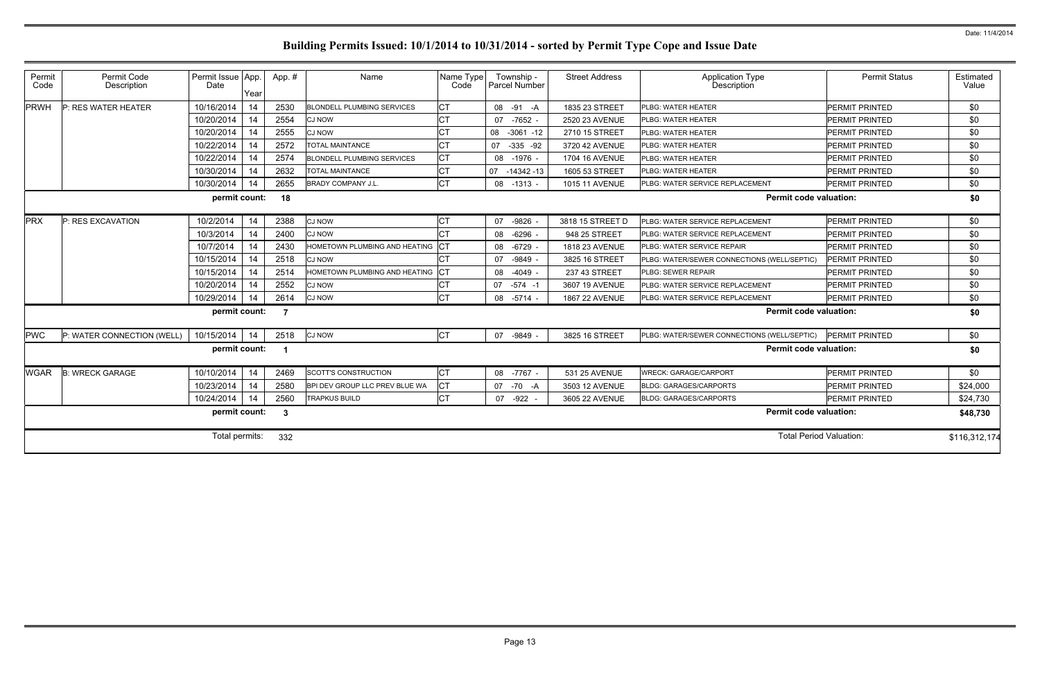Date: 11/4/2014

# Building Permits Issued: 10/1/2014 to 10/31/2014 - sorted by Permit Type Cope and Issue Date

| Permit Code | Permit Code Description | Permit Issue Date | App. Year | App. # | Name | Name Type Code | Township - Parcel Number | Street Address | Application Type Description | Permit Status | Estimated Value |
|---|---|---|---|---|---|---|---|---|---|---|---|
| PRWH | P: RES WATER HEATER | 10/16/2014 | 14 | 2530 | BLONDELL PLUMBING SERVICES | CT | 08 -91 -A | 1835 23 STREET | PLBG: WATER HEATER | PERMIT PRINTED | $0 |
| | | 10/20/2014 | 14 | 2554 | CJ NOW | CT | 07 -7652 - | 2520 23 AVENUE | PLBG: WATER HEATER | PERMIT PRINTED | $0 |
| | | 10/20/2014 | 14 | 2555 | CJ NOW | CT | 08 -3061 -12 | 2710 15 STREET | PLBG: WATER HEATER | PERMIT PRINTED | $0 |
| | | 10/22/2014 | 14 | 2572 | TOTAL MAINTANCE | CT | 07 -335 -92 | 3720 42 AVENUE | PLBG: WATER HEATER | PERMIT PRINTED | $0 |
| | | 10/22/2014 | 14 | 2574 | BLONDELL PLUMBING SERVICES | CT | 08 -1976 - | 1704 16 AVENUE | PLBG: WATER HEATER | PERMIT PRINTED | $0 |
| | | 10/30/2014 | 14 | 2632 | TOTAL MAINTANCE | CT | 07 -14342 -13 | 1605 53 STREET | PLBG: WATER HEATER | PERMIT PRINTED | $0 |
| | | 10/30/2014 | 14 | 2655 | BRADY COMPANY J.L. | CT | 08 -1313 - | 1015 11 AVENUE | PLBG: WATER SERVICE REPLACEMENT | PERMIT PRINTED | $0 |
| | | permit count: | | 18 | | | | | Permit code valuation: | | $0 |
| PRX | P: RES EXCAVATION | 10/2/2014 | 14 | 2388 | CJ NOW | CT | 07 -9826 - | 3818 15 STREET D | PLBG: WATER SERVICE REPLACEMENT | PERMIT PRINTED | $0 |
| | | 10/3/2014 | 14 | 2400 | CJ NOW | CT | 08 -6296 - | 948 25 STREET | PLBG: WATER SERVICE REPLACEMENT | PERMIT PRINTED | $0 |
| | | 10/7/2014 | 14 | 2430 | HOMETOWN PLUMBING AND HEATING | CT | 08 -6729 - | 1818 23 AVENUE | PLBG: WATER SERVICE REPAIR | PERMIT PRINTED | $0 |
| | | 10/15/2014 | 14 | 2518 | CJ NOW | CT | 07 -9849 - | 3825 16 STREET | PLBG: WATER/SEWER CONNECTIONS (WELL/SEPTIC) | PERMIT PRINTED | $0 |
| | | 10/15/2014 | 14 | 2514 | HOMETOWN PLUMBING AND HEATING | CT | 08 -4049 - | 237 43 STREET | PLBG: SEWER REPAIR | PERMIT PRINTED | $0 |
| | | 10/20/2014 | 14 | 2552 | CJ NOW | CT | 07 -574 -1 | 3607 19 AVENUE | PLBG: WATER SERVICE REPLACEMENT | PERMIT PRINTED | $0 |
| | | 10/29/2014 | 14 | 2614 | CJ NOW | CT | 08 -5714 - | 1867 22 AVENUE | PLBG: WATER SERVICE REPLACEMENT | PERMIT PRINTED | $0 |
| | | permit count: | | 7 | | | | | Permit code valuation: | | $0 |
| PWC | P: WATER CONNECTION (WELL) | 10/15/2014 | 14 | 2518 | CJ NOW | CT | 07 -9849 - | 3825 16 STREET | PLBG: WATER/SEWER CONNECTIONS (WELL/SEPTIC) | PERMIT PRINTED | $0 |
| | | permit count: | | 1 | | | | | Permit code valuation: | | $0 |
| WGAR | B: WRECK GARAGE | 10/10/2014 | 14 | 2469 | SCOTT'S CONSTRUCTION | CT | 08 -7767 - | 531 25 AVENUE | WRECK: GARAGE/CARPORT | PERMIT PRINTED | $0 |
| | | 10/23/2014 | 14 | 2580 | BPI DEV GROUP LLC PREV BLUE WA | CT | 07 -70 -A | 3503 12 AVENUE | BLDG: GARAGES/CARPORTS | PERMIT PRINTED | $24,000 |
| | | 10/24/2014 | 14 | 2560 | TRAPKUS BUILD | CT | 07 -922 - | 3605 22 AVENUE | BLDG: GARAGES/CARPORTS | PERMIT PRINTED | $24,730 |
| | | permit count: | | 3 | | | | | Permit code valuation: | | $48,730 |
| | | Total permits: | | 332 | | | | | Total Period Valuation: | | $116,312,174 |